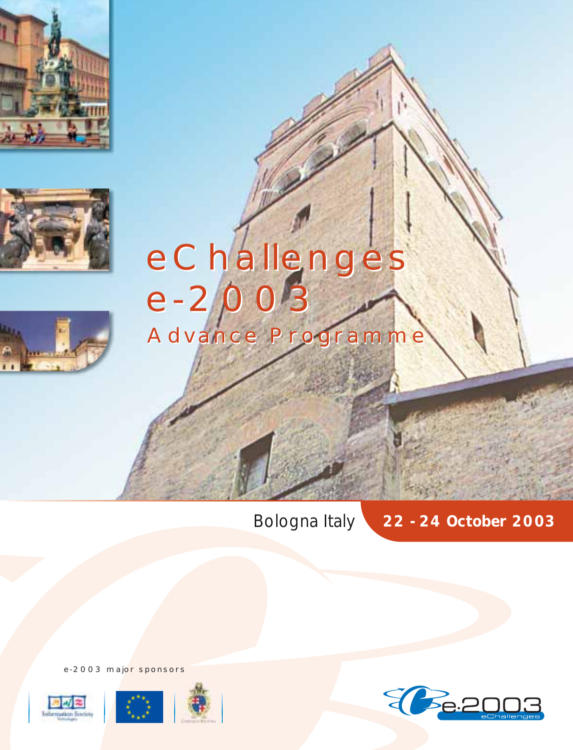# eChallenges e-2003

## Advance Programme

Bologna Italy **22 - 24 October 2003**

e-2003 major sponsors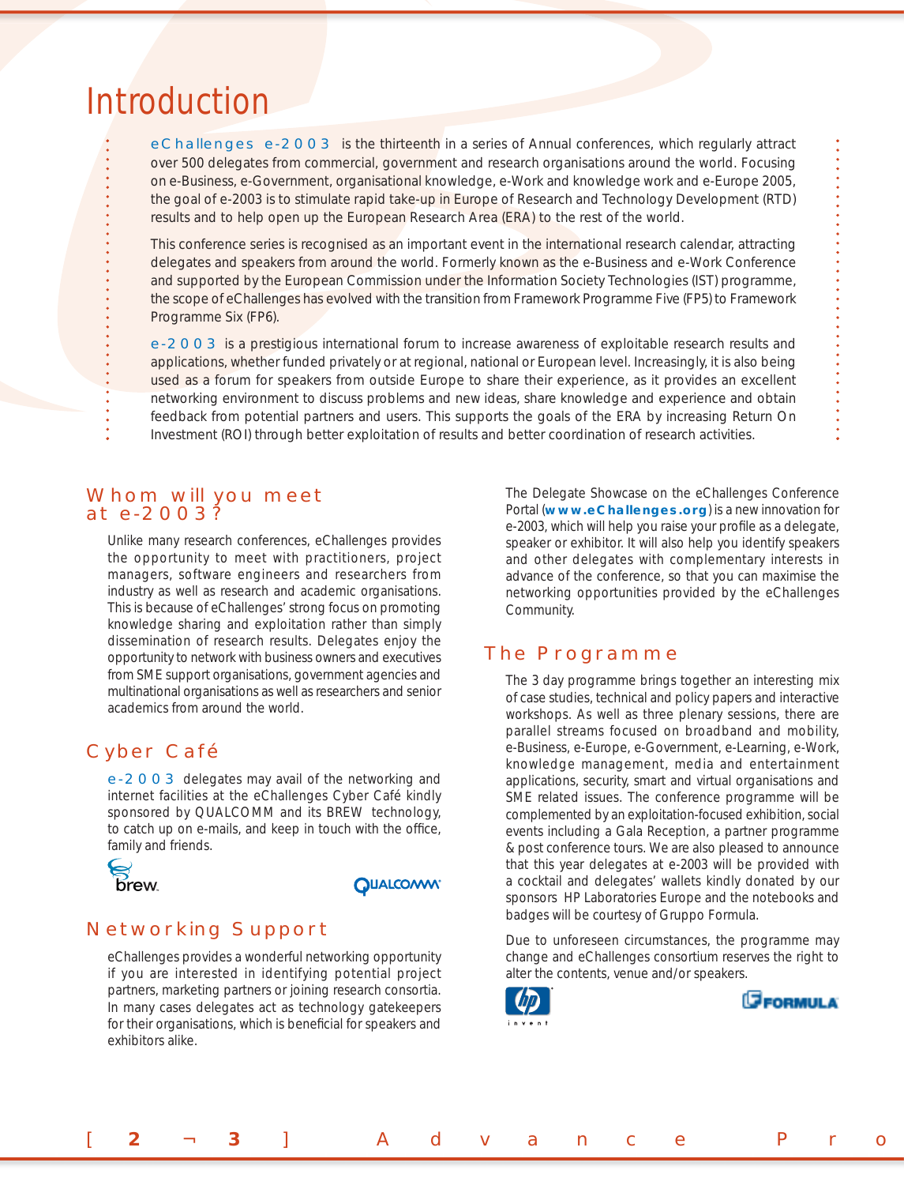# Introduction

eChallenges e-2003 is the thirteenth in a series of Annual conferences, which regularly attract over 500 delegates from commercial, government and research organisations around the world. Focusing on e-Business, e-Government, organisational knowledge, e-Work and knowledge work and e-Europe 2005, the goal of e-2003 is to stimulate rapid take-up in Europe of Research and Technology Development (RTD) results and to help open up the European Research Area (ERA) to the rest of the world.

This conference series is recognised as an important event in the international research calendar, attracting delegates and speakers from around the world. Formerly known as the e-Business and e-Work Conference and supported by the European Commission under the Information Society Technologies (IST) programme, the scope of eChallenges has evolved with the transition from Framework Programme Five (FP5) to Framework Programme Six (FP6).

e-2003 is a prestigious international forum to increase awareness of exploitable research results and applications, whether funded privately or at regional, national or European level. Increasingly, it is also being used as a forum for speakers from outside Europe to share their experience, as it provides an excellent networking environment to discuss problems and new ideas, share knowledge and experience and obtain feedback from potential partners and users. This supports the goals of the ERA by increasing Return On Investment (ROI) through better exploitation of results and better coordination of research activities.

## Whom will you meet at e-2003?

Unlike many research conferences, eChallenges provides the opportunity to meet with practitioners, project managers, software engineers and researchers from industry as well as research and academic organisations. This is because of eChallenges' strong focus on promoting knowledge sharing and exploitation rather than simply dissemination of research results. Delegates enjoy the opportunity to network with business owners and executives from SME support organisations, government agencies and multinational organisations as well as researchers and senior academics from around the world.

## Cyber Café

e-2003 delegates may avail of the networking and internet facilities at the eChallenges Cyber Café kindly sponsored by QUALCOMM and its BREW technology, to catch up on e-mails, and keep in touch with the office, family and friends.

## Networking Support

eChallenges provides a wonderful networking opportunity if you are interested in identifying potential project partners, marketing partners or joining research consortia. In many cases delegates act as technology gatekeepers for their organisations, which is beneficial for speakers and exhibitors alike.

The Delegate Showcase on the eChallenges Conference Portal (**www.eChallenges.org**) is a new innovation for e-2003, which will help you raise your profile as a delegate, speaker or exhibitor. It will also help you identify speakers and other delegates with complementary interests in advance of the conference, so that you can maximise the networking opportunities provided by the eChallenges Community.

## The Programme

The 3 day programme brings together an interesting mix of case studies, technical and policy papers and interactive workshops. As well as three plenary sessions, there are parallel streams focused on broadband and mobility, e-Business, e-Europe, e-Government, e-Learning, e-Work, knowledge management, media and entertainment applications, security, smart and virtual organisations and SME related issues. The conference programme will be complemented by an exploitation-focused exhibition, social events including a Gala Reception, a partner programme & post conference tours. We are also pleased to announce that this year delegates at e-2003 will be provided with a cocktail and delegates' wallets kindly donated by our sponsors HP Laboratories Europe and the notebooks and badges will be courtesy of Gruppo Formula.

Due to unforeseen circumstances, the programme may change and eChallenges consortium reserves the right to alter the contents, venue and/or speakers.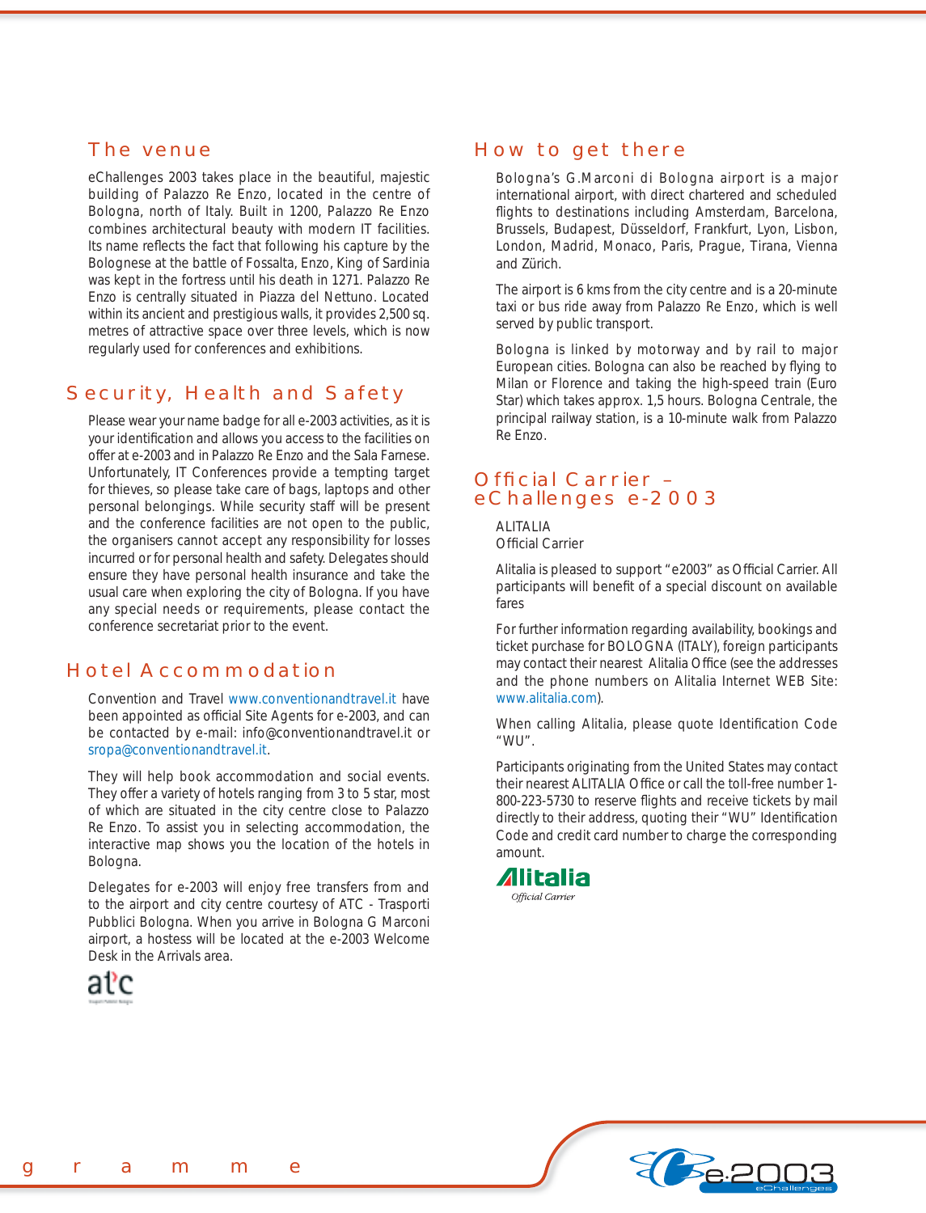## The venue

eChallenges 2003 takes place in the beautiful, majestic building of Palazzo Re Enzo, located in the centre of Bologna, north of Italy. Built in 1200, Palazzo Re Enzo combines architectural beauty with modern IT facilities. Its name reflects the fact that following his capture by the Bolognese at the battle of Fossalta, Enzo, King of Sardinia was kept in the fortress until his death in 1271. Palazzo Re Enzo is centrally situated in Piazza del Nettuno. Located within its ancient and prestigious walls, it provides 2,500 sq. metres of attractive space over three levels, which is now regularly used for conferences and exhibitions.

## Security, Health and Safety

Please wear your name badge for all e-2003 activities, as it is your identification and allows you access to the facilities on offer at e-2003 and in Palazzo Re Enzo and the Sala Farnese. Unfortunately, IT Conferences provide a tempting target for thieves, so please take care of bags, laptops and other personal belongings. While security staff will be present and the conference facilities are not open to the public, the organisers cannot accept any responsibility for losses incurred or for personal health and safety. Delegates should ensure they have personal health insurance and take the usual care when exploring the city of Bologna. If you have any special needs or requirements, please contact the conference secretariat prior to the event.

## Hotel Accommodation

Convention and Travel www.conventionandtravel.it have been appointed as official Site Agents for e-2003, and can be contacted by e-mail: info@conventionandtravel.it or sropa@conventionandtravel.it.

They will help book accommodation and social events. They offer a variety of hotels ranging from 3 to 5 star, most of which are situated in the city centre close to Palazzo Re Enzo. To assist you in selecting accommodation, the interactive map shows you the location of the hotels in Bologna.

Delegates for e-2003 will enjoy free transfers from and to the airport and city centre courtesy of ATC - Trasporti Pubblici Bologna. When you arrive in Bologna G Marconi airport, a hostess will be located at the e-2003 Welcome Desk in the Arrivals area.

## How to get there

Bologna's G.Marconi di Bologna airport is a major international airport, with direct chartered and scheduled flights to destinations including Amsterdam, Barcelona, Brussels, Budapest, Düsseldorf, Frankfurt, Lyon, Lisbon, London, Madrid, Monaco, Paris, Prague, Tirana, Vienna and Zürich.

The airport is 6 kms from the city centre and is a 20-minute taxi or bus ride away from Palazzo Re Enzo, which is well served by public transport.

Bologna is linked by motorway and by rail to major European cities. Bologna can also be reached by flying to Milan or Florence and taking the high-speed train (Euro Star) which takes approx. 1,5 hours. Bologna Centrale, the principal railway station, is a 10-minute walk from Palazzo Re Enzo.

## Official Carrier – eChallenges e-2003

ALITALIA
Official Carrier

Alitalia is pleased to support "e2003" as Official Carrier. All participants will benefit of a special discount on available fares

For further information regarding availability, bookings and ticket purchase for BOLOGNA (ITALY), foreign participants may contact their nearest Alitalia Office (see the addresses and the phone numbers on Alitalia Internet WEB Site: www.alitalia.com).

When calling Alitalia, please quote Identification Code "WU".

Participants originating from the United States may contact their nearest ALITALIA Office or call the toll-free number 1-800-223-5730 to reserve flights and receive tickets by mail directly to their address, quoting their "WU" Identification Code and credit card number to charge the corresponding amount.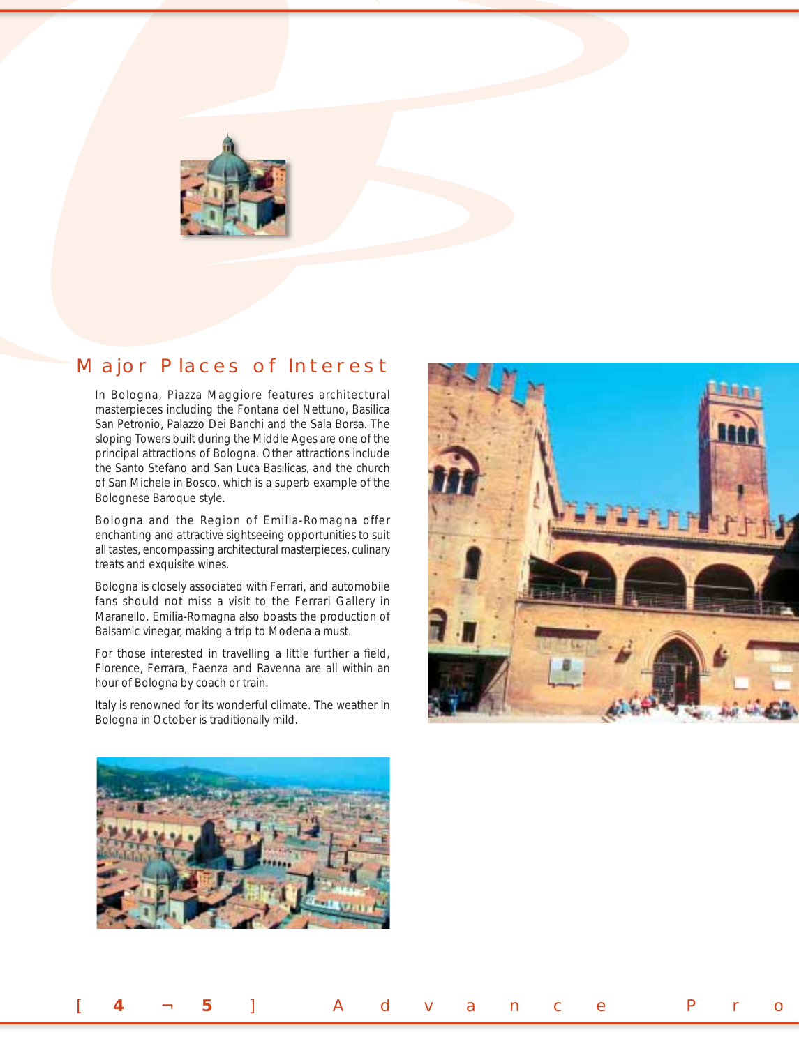## Major Places of Interest

In Bologna, Piazza Maggiore features architectural masterpieces including the Fontana del Nettuno, Basilica San Petronio, Palazzo Dei Banchi and the Sala Borsa. The sloping Towers built during the Middle Ages are one of the principal attractions of Bologna. Other attractions include the Santo Stefano and San Luca Basilicas, and the church of San Michele in Bosco, which is a superb example of the Bolognese Baroque style.

Bologna and the Region of Emilia-Romagna offer enchanting and attractive sightseeing opportunities to suit all tastes, encompassing architectural masterpieces, culinary treats and exquisite wines.

Bologna is closely associated with Ferrari, and automobile fans should not miss a visit to the Ferrari Gallery in Maranello. Emilia-Romagna also boasts the production of Balsamic vinegar, making a trip to Modena a must.

For those interested in travelling a little further a field, Florence, Ferrara, Faenza and Ravenna are all within an hour of Bologna by coach or train.

Italy is renowned for its wonderful climate. The weather in Bologna in October is traditionally mild.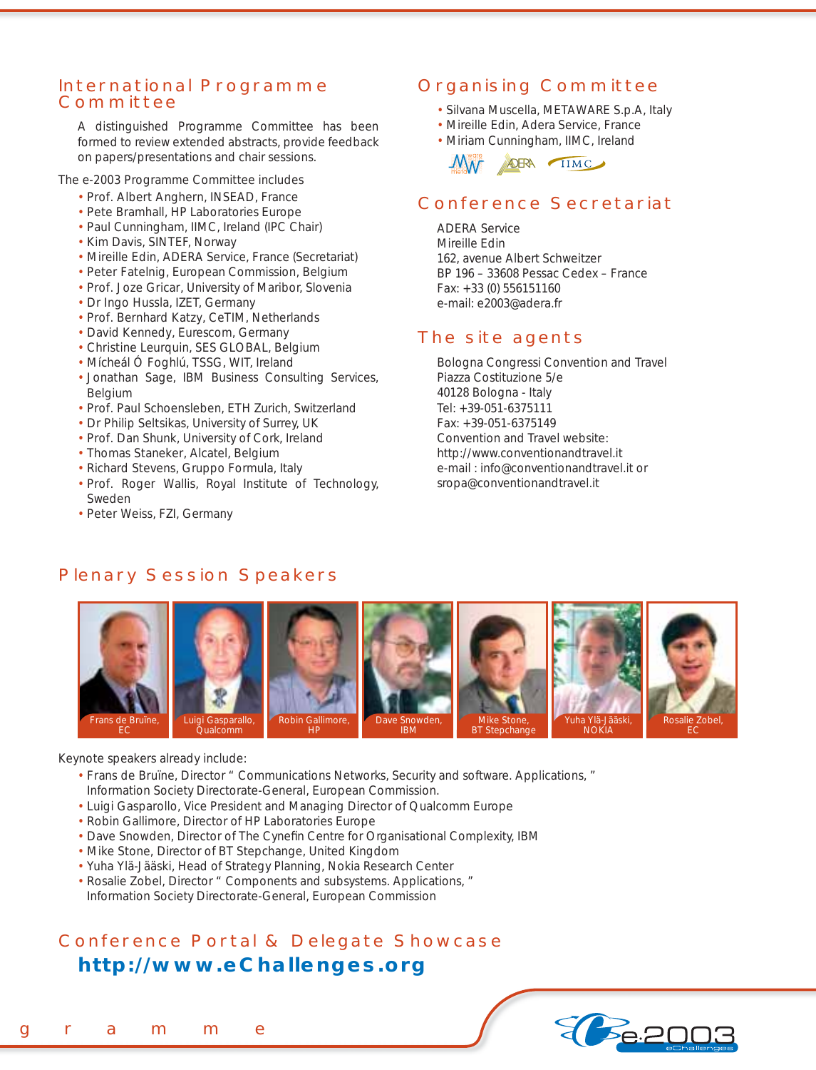## International Programme Committee

A distinguished Programme Committee has been formed to review extended abstracts, provide feedback on papers/presentations and chair sessions.

The e-2003 Programme Committee includes

- Prof. Albert Anghern, INSEAD, France
- Pete Bramhall, HP Laboratories Europe
- Paul Cunningham, IIMC, Ireland (IPC Chair)
- Kim Davis, SINTEF, Norway
- Mireille Edin, ADERA Service, France (Secretariat)
- Peter Fatelnig, European Commission, Belgium
- Prof. Joze Gricar, University of Maribor, Slovenia
- Dr Ingo Hussla, IZET, Germany
- Prof. Bernhard Katzy, CeTIM, Netherlands
- David Kennedy, Eurescom, Germany
- Christine Leurquin, SES GLOBAL, Belgium
- Mícheál Ó Foghlú, TSSG, WIT, Ireland
- Jonathan Sage, IBM Business Consulting Services, Belgium
- Prof. Paul Schoensleben, ETH Zurich, Switzerland
- Dr Philip Seltsikas, University of Surrey, UK
- Prof. Dan Shunk, University of Cork, Ireland
- Thomas Staneker, Alcatel, Belgium
- Richard Stevens, Gruppo Formula, Italy
- Prof. Roger Wallis, Royal Institute of Technology, Sweden
- Peter Weiss, FZI, Germany

## Organising Committee

- Silvana Muscella, METAWARE S.p.A, Italy
- Mireille Edin, Adera Service, France
- Miriam Cunningham, IIMC, Ireland

## Conference Secretariat

ADERA Service
Mireille Edin
162, avenue Albert Schweitzer
BP 196 – 33608 Pessac Cedex – France
Fax: +33 (0) 556151160
e-mail: e2003@adera.fr

## The site agents

Bologna Congressi Convention and Travel
Piazza Costituzione 5/e
40128 Bologna - Italy
Tel: +39-051-6375111
Fax: +39-051-6375149
Convention and Travel website:
http://www.conventionandtravel.it
e-mail : info@conventionandtravel.it or
sropa@conventionandtravel.it

## Plenary Session Speakers

Frans de Bruïne, EC | Luigi Gasparallo, Qualcomm | Robin Gallimore, HP | Dave Snowden, IBM | Mike Stone, BT Stepchange | Yuha Ylä-Jääski, NOKIA | Rosalie Zobel, EC

Keynote speakers already include:

- Frans de Bruïne, Director " Communications Networks, Security and software. Applications, " Information Society Directorate-General, European Commission.
- Luigi Gasparollo, Vice President and Managing Director of Qualcomm Europe
- Robin Gallimore, Director of HP Laboratories Europe
- Dave Snowden, Director of The Cynefin Centre for Organisational Complexity, IBM
- Mike Stone, Director of BT Stepchange, United Kingdom
- Yuha Ylä-Jääski, Head of Strategy Planning, Nokia Research Center
- Rosalie Zobel, Director " Components and subsystems. Applications, " Information Society Directorate-General, European Commission

## Conference Portal & Delegate Showcase

**http://www.eChallenges.org**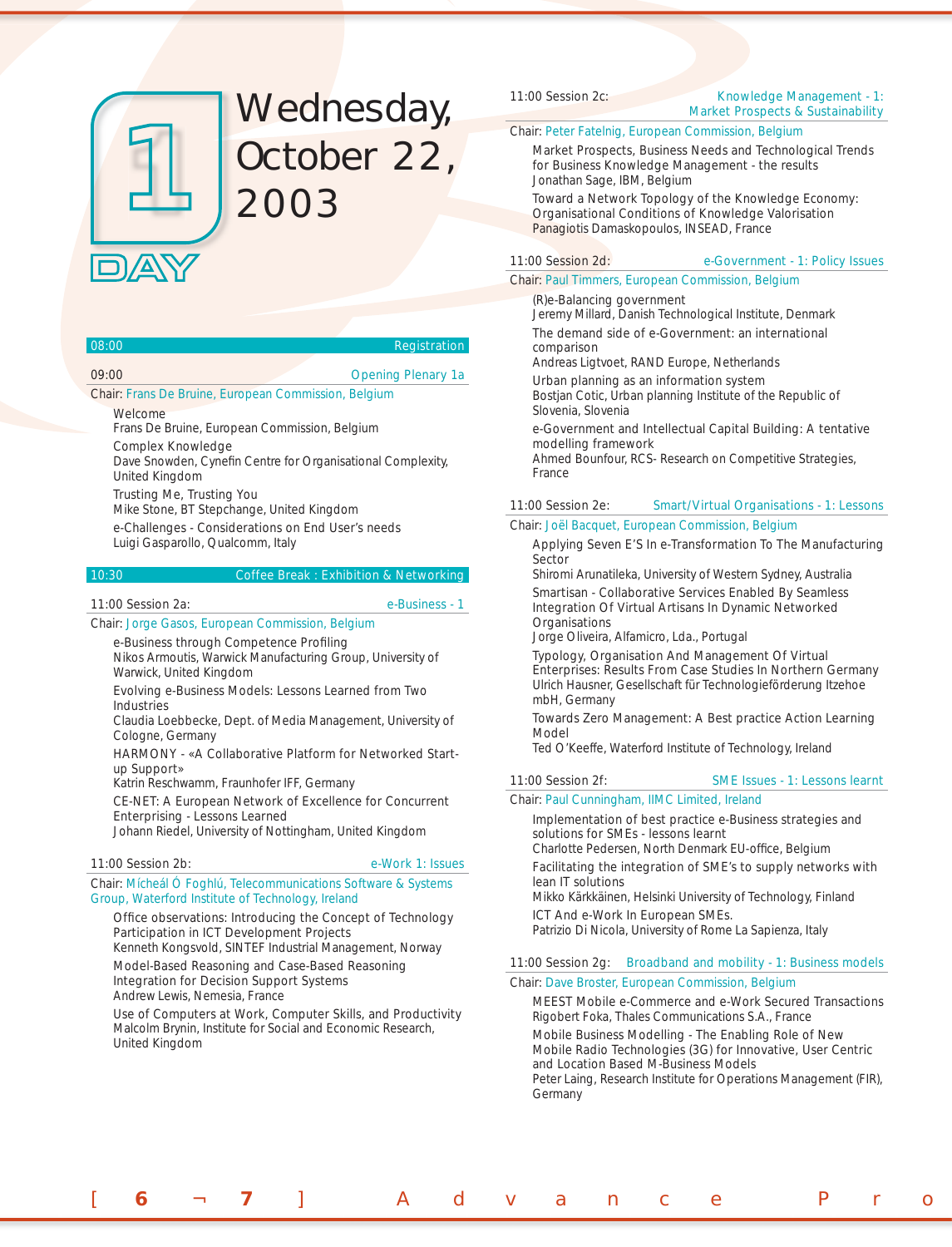# DAY 1 Wednesday, October 22, 2003

**08:00** Registration

**09:00** Opening Plenary 1a

Chair: Frans De Bruine, European Commission, Belgium

Welcome
Frans De Bruine, European Commission, Belgium

Complex Knowledge
Dave Snowden, Cynefin Centre for Organisational Complexity, United Kingdom

Trusting Me, Trusting You
Mike Stone, BT Stepchange, United Kingdom

e-Challenges - Considerations on End User's needs
Luigi Gasparollo, Qualcomm, Italy

**10:30** Coffee Break : Exhibition & Networking

## 11:00 Session 2a: e-Business - 1

Chair: Jorge Gasos, European Commission, Belgium

e-Business through Competence Profiling
Nikos Armoutis, Warwick Manufacturing Group, University of Warwick, United Kingdom

Evolving e-Business Models: Lessons Learned from Two Industries
Claudia Loebbecke, Dept. of Media Management, University of Cologne, Germany

HARMONY - «A Collaborative Platform for Networked Start-up Support»
Katrin Reschwamm, Fraunhofer IFF, Germany

CE-NET: A European Network of Excellence for Concurrent Enterprising - Lessons Learned
Johann Riedel, University of Nottingham, United Kingdom

## 11:00 Session 2b: e-Work 1: Issues

Chair: Mícheál Ó Foghlú, Telecommunications Software & Systems Group, Waterford Institute of Technology, Ireland

Office observations: Introducing the Concept of Technology Participation in ICT Development Projects
Kenneth Kongsvold, SINTEF Industrial Management, Norway

Model-Based Reasoning and Case-Based Reasoning Integration for Decision Support Systems
Andrew Lewis, Nemesia, France

Use of Computers at Work, Computer Skills, and Productivity
Malcolm Brynin, Institute for Social and Economic Research, United Kingdom

## 11:00 Session 2c: Knowledge Management - 1: Market Prospects & Sustainability

Chair: Peter Fatelnig, European Commission, Belgium

Market Prospects, Business Needs and Technological Trends for Business Knowledge Management - the results
Jonathan Sage, IBM, Belgium

Toward a Network Topology of the Knowledge Economy: Organisational Conditions of Knowledge Valorisation
Panagiotis Damaskopoulos, INSEAD, France

## 11:00 Session 2d: e-Government - 1: Policy Issues

Chair: Paul Timmers, European Commission, Belgium

(R)e-Balancing government
Jeremy Millard, Danish Technological Institute, Denmark

The demand side of e-Government: an international comparison
Andreas Ligtvoet, RAND Europe, Netherlands

Urban planning as an information system
Bostjan Cotic, Urban planning Institute of the Republic of Slovenia, Slovenia

e-Government and Intellectual Capital Building: A tentative modelling framework
Ahmed Bounfour, RCS- Research on Competitive Strategies, France

## 11:00 Session 2e: Smart/Virtual Organisations - 1: Lessons

Chair: Joël Bacquet, European Commission, Belgium

Applying Seven E'S In e-Transformation To The Manufacturing Sector
Shiromi Arunatileka, University of Western Sydney, Australia

Smartisan - Collaborative Services Enabled By Seamless Integration Of Virtual Artisans In Dynamic Networked Organisations
Jorge Oliveira, Alfamicro, Lda., Portugal

Typology, Organisation And Management Of Virtual Enterprises: Results From Case Studies In Northern Germany
Ulrich Hausner, Gesellschaft für Technologieförderung Itzehoe mbH, Germany

Towards Zero Management: A Best practice Action Learning Model
Ted O'Keeffe, Waterford Institute of Technology, Ireland

## 11:00 Session 2f: SME Issues - 1: Lessons learnt

Chair: Paul Cunningham, IIMC Limited, Ireland

Implementation of best practice e-Business strategies and solutions for SMEs - lessons learnt
Charlotte Pedersen, North Denmark EU-office, Belgium

Facilitating the integration of SME's to supply networks with lean IT solutions
Mikko Kärkkäinen, Helsinki University of Technology, Finland

ICT And e-Work In European SMEs.
Patrizio Di Nicola, University of Rome La Sapienza, Italy

## 11:00 Session 2g: Broadband and mobility - 1: Business models

Chair: Dave Broster, European Commission, Belgium

MEEST Mobile e-Commerce and e-Work Secured Transactions
Rigobert Foka, Thales Communications S.A., France

Mobile Business Modelling - The Enabling Role of New Mobile Radio Technologies (3G) for Innovative, User Centric and Location Based M-Business Models
Peter Laing, Research Institute for Operations Management (FIR), Germany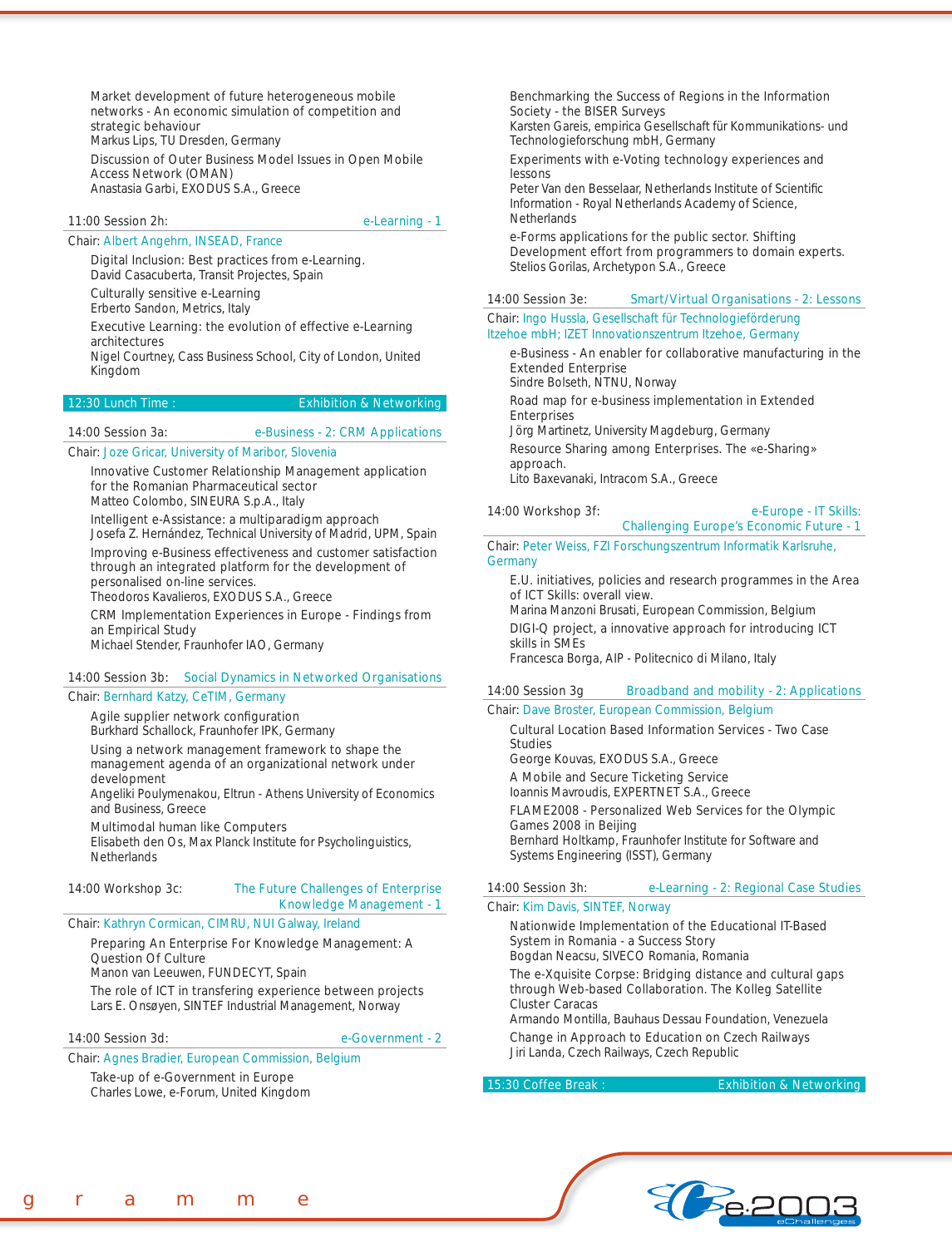Market development of future heterogeneous mobile networks - An economic simulation of competition and strategic behaviour
Markus Lips, TU Dresden, Germany

Discussion of Outer Business Model Issues in Open Mobile Access Network (OMAN)
Anastasia Garbi, EXODUS S.A., Greece

### 11:00 Session 2h: e-Learning - 1

Chair: Albert Angehrn, INSEAD, France

Digital Inclusion: Best practices from e-Learning.
David Casacuberta, Transit Projectes, Spain

Culturally sensitive e-Learning
Erberto Sandon, Metrics, Italy

Executive Learning: the evolution of effective e-Learning architectures
Nigel Courtney, Cass Business School, City of London, United Kingdom

### 12:30 Lunch Time : Exhibition & Networking

### 14:00 Session 3a: e-Business - 2: CRM Applications

Chair: Joze Gricar, University of Maribor, Slovenia

Innovative Customer Relationship Management application for the Romanian Pharmaceutical sector
Matteo Colombo, SINEURA S.p.A., Italy

Intelligent e-Assistance: a multiparadigm approach
Josefa Z. Hernández, Technical University of Madrid, UPM, Spain

Improving e-Business effectiveness and customer satisfaction through an integrated platform for the development of personalised on-line services.
Theodoros Kavalieros, EXODUS S.A., Greece

CRM Implementation Experiences in Europe - Findings from an Empirical Study
Michael Stender, Fraunhofer IAO, Germany

### 14:00 Session 3b: Social Dynamics in Networked Organisations

Chair: Bernhard Katzy, CeTIM, Germany

Agile supplier network configuration
Burkhard Schallock, Fraunhofer IPK, Germany

Using a network management framework to shape the management agenda of an organizational network under development
Angeliki Poulymenakou, Eltrun - Athens University of Economics and Business, Greece

Multimodal human like Computers
Elisabeth den Os, Max Planck Institute for Psycholinguistics, Netherlands

### 14:00 Workshop 3c: The Future Challenges of Enterprise Knowledge Management - 1

Chair: Kathryn Cormican, CIMRU, NUI Galway, Ireland

Preparing An Enterprise For Knowledge Management: A Question Of Culture
Manon van Leeuwen, FUNDECYT, Spain

The role of ICT in transfering experience between projects
Lars E. Onsøyen, SINTEF Industrial Management, Norway

### 14:00 Session 3d: e-Government - 2

Chair: Agnes Bradier, European Commission, Belgium

Take-up of e-Government in Europe
Charles Lowe, e-Forum, United Kingdom

Benchmarking the Success of Regions in the Information Society - the BISER Surveys
Karsten Gareis, empirica Gesellschaft für Kommunikations- und Technologieforschung mbH, Germany

Experiments with e-Voting technology experiences and lessons
Peter Van den Besselaar, Netherlands Institute of Scientific Information - Royal Netherlands Academy of Science, Netherlands

e-Forms applications for the public sector. Shifting Development effort from programmers to domain experts.
Stelios Gorilas, Archetypon S.A., Greece

### 14:00 Session 3e: Smart/Virtual Organisations - 2: Lessons

Chair: Ingo Hussla, Gesellschaft für Technologieförderung Itzehoe mbH; IZET Innovationszentrum Itzehoe, Germany

e-Business - An enabler for collaborative manufacturing in the Extended Enterprise
Sindre Bolseth, NTNU, Norway

Road map for e-business implementation in Extended Enterprises
Jörg Martinetz, University Magdeburg, Germany

Resource Sharing among Enterprises. The «e-Sharing» approach.
Lito Baxevanaki, Intracom S.A., Greece

### 14:00 Workshop 3f: e-Europe - IT Skills: Challenging Europe's Economic Future - 1

Chair: Peter Weiss, FZI Forschungszentrum Informatik Karlsruhe, Germany

E.U. initiatives, policies and research programmes in the Area of ICT Skills: overall view.
Marina Manzoni Brusati, European Commission, Belgium

DIGI-Q project, a innovative approach for introducing ICT skills in SMEs
Francesca Borga, AIP - Politecnico di Milano, Italy

### 14:00 Session 3g Broadband and mobility - 2: Applications

Chair: Dave Broster, European Commission, Belgium

Cultural Location Based Information Services - Two Case Studies
George Kouvas, EXODUS S.A., Greece

A Mobile and Secure Ticketing Service
Ioannis Mavroudis, EXPERTNET S.A., Greece

FLAME2008 - Personalized Web Services for the Olympic Games 2008 in Beijing
Bernhard Holtkamp, Fraunhofer Institute for Software and Systems Engineering (ISST), Germany

### 14:00 Session 3h: e-Learning - 2: Regional Case Studies

Chair: Kim Davis, SINTEF, Norway

Nationwide Implementation of the Educational IT-Based System in Romania - a Success Story
Bogdan Neacsu, SIVECO Romania, Romania

The e-Xquisite Corpse: Bridging distance and cultural gaps through Web-based Collaboration. The Kolleg Satellite Cluster Caracas
Armando Montilla, Bauhaus Dessau Foundation, Venezuela

Change in Approach to Education on Czech Railways
Jiri Landa, Czech Railways, Czech Republic

### 15:30 Coffee Break : Exhibition & Networking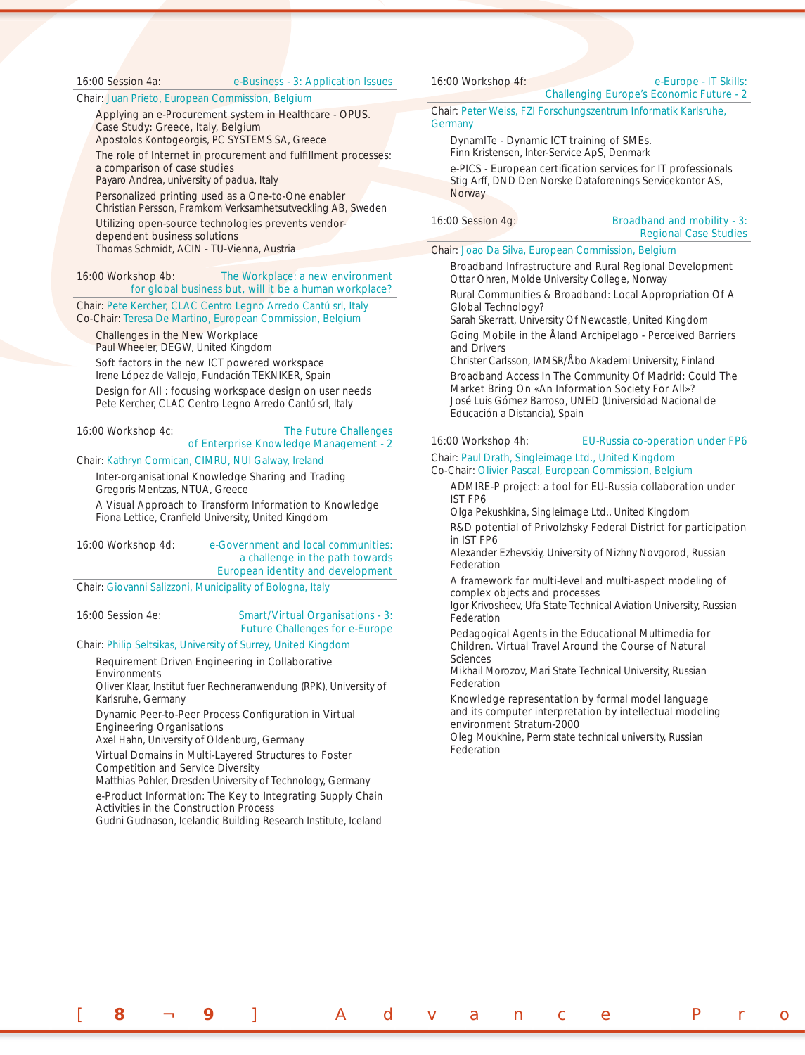### 16:00 Session 4a: e-Business - 3: Application Issues

Chair: Juan Prieto, European Commission, Belgium

Applying an e-Procurement system in Healthcare - OPUS. Case Study: Greece, Italy, Belgium
Apostolos Kontogeorgis, PC SYSTEMS SA, Greece

The role of Internet in procurement and fulfillment processes: a comparison of case studies
Payaro Andrea, university of padua, Italy

Personalized printing used as a One-to-One enabler
Christian Persson, Framkom Verksamhetsutveckling AB, Sweden

Utilizing open-source technologies prevents vendor-dependent business solutions
Thomas Schmidt, ACIN - TU-Vienna, Austria

### 16:00 Workshop 4b: The Workplace: a new environment for global business but, will it be a human workplace?

Chair: Pete Kercher, CLAC Centro Legno Arredo Cantù srl, Italy
Co-Chair: Teresa De Martino, European Commission, Belgium

Challenges in the New Workplace
Paul Wheeler, DEGW, United Kingdom

Soft factors in the new ICT powered workspace
Irene López de Vallejo, Fundación TEKNIKER, Spain

Design for All : focusing workspace design on user needs
Pete Kercher, CLAC Centro Legno Arredo Cantù srl, Italy

### 16:00 Workshop 4c: The Future Challenges of Enterprise Knowledge Management - 2

Chair: Kathryn Cormican, CIMRU, NUI Galway, Ireland

Inter-organisational Knowledge Sharing and Trading
Gregoris Mentzas, NTUA, Greece

A Visual Approach to Transform Information to Knowledge
Fiona Lettice, Cranfield University, United Kingdom

### 16:00 Workshop 4d: e-Government and local communities: a challenge in the path towards European identity and development

Chair: Giovanni Salizzoni, Municipality of Bologna, Italy

### 16:00 Session 4e: Smart/Virtual Organisations - 3: Future Challenges for e-Europe

Chair: Philip Seltsikas, University of Surrey, United Kingdom

Requirement Driven Engineering in Collaborative Environments
Oliver Klaar, Institut fuer Rechneranwendung (RPK), University of Karlsruhe, Germany

Dynamic Peer-to-Peer Process Configuration in Virtual Engineering Organisations
Axel Hahn, University of Oldenburg, Germany

Virtual Domains in Multi-Layered Structures to Foster Competition and Service Diversity
Matthias Pohler, Dresden University of Technology, Germany

e-Product Information: The Key to Integrating Supply Chain Activities in the Construction Process
Gudni Gudnason, Icelandic Building Research Institute, Iceland

### 16:00 Workshop 4f: e-Europe - IT Skills: Challenging Europe's Economic Future - 2

Chair: Peter Weiss, FZI Forschungszentrum Informatik Karlsruhe, Germany

DynamITe - Dynamic ICT training of SMEs.
Finn Kristensen, Inter-Service ApS, Denmark

e-PICS - European certification services for IT professionals
Stig Arff, DND Den Norske Dataforenings Servicekontor AS, Norway

### 16:00 Session 4g: Broadband and mobility - 3: Regional Case Studies

Chair: Joao Da Silva, European Commission, Belgium

Broadband Infrastructure and Rural Regional Development
Ottar Ohren, Molde University College, Norway

Rural Communities & Broadband: Local Appropriation Of A Global Technology?
Sarah Skerratt, University Of Newcastle, United Kingdom

Going Mobile in the Åland Archipelago - Perceived Barriers and Drivers
Christer Carlsson, IAMSR/Åbo Akademi University, Finland

Broadband Access In The Community Of Madrid: Could The Market Bring On «An Information Society For All»?
José Luis Gómez Barroso, UNED (Universidad Nacional de Educación a Distancia), Spain

### 16:00 Workshop 4h: EU-Russia co-operation under FP6

Chair: Paul Drath, Singleimage Ltd., United Kingdom
Co-Chair: Olivier Pascal, European Commission, Belgium

ADMIRE-P project: a tool for EU-Russia collaboration under IST FP6
Olga Pekushkina, Singleimage Ltd., United Kingdom

R&D potential of Privolzhsky Federal District for participation in IST FP6
Alexander Ezhevskiy, University of Nizhny Novgorod, Russian Federation

A framework for multi-level and multi-aspect modeling of complex objects and processes
Igor Krivosheev, Ufa State Technical Aviation University, Russian Federation

Pedagogical Agents in the Educational Multimedia for Children. Virtual Travel Around the Course of Natural Sciences
Mikhail Morozov, Mari State Technical University, Russian Federation

Knowledge representation by formal model language and its computer interpretation by intellectual modeling environment Stratum-2000
Oleg Moukhine, Perm state technical university, Russian Federation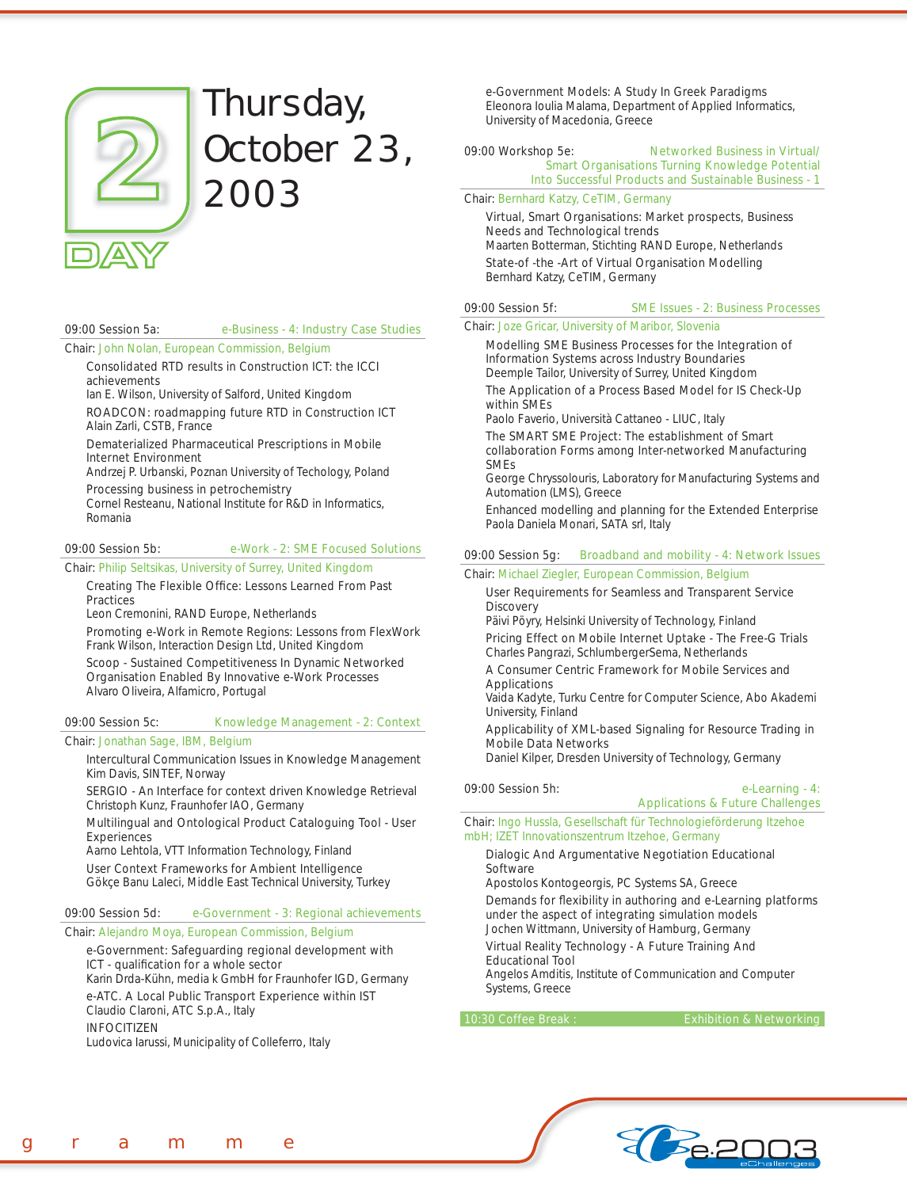# Day 2 — Thursday, October 23, 2003

### 09:00 Session 5a: e-Business - 4: Industry Case Studies

Chair: John Nolan, European Commission, Belgium

- Consolidated RTD results in Construction ICT: the ICCI achievements
  Ian E. Wilson, University of Salford, United Kingdom
- ROADCON: roadmapping future RTD in Construction ICT
  Alain Zarli, CSTB, France
- Dematerialized Pharmaceutical Prescriptions in Mobile Internet Environment
  Andrzej P. Urbanski, Poznan University of Techology, Poland
- Processing business in petrochemistry
  Cornel Resteanu, National Institute for R&D in Informatics, Romania

### 09:00 Session 5b: e-Work - 2: SME Focused Solutions

Chair: Philip Seltsikas, University of Surrey, United Kingdom

- Creating The Flexible Office: Lessons Learned From Past Practices
  Leon Cremonini, RAND Europe, Netherlands
- Promoting e-Work in Remote Regions: Lessons from FlexWork
  Frank Wilson, Interaction Design Ltd, United Kingdom
- Scoop - Sustained Competitiveness In Dynamic Networked Organisation Enabled By Innovative e-Work Processes
  Alvaro Oliveira, Alfamicro, Portugal

### 09:00 Session 5c: Knowledge Management - 2: Context

Chair: Jonathan Sage, IBM, Belgium

- Intercultural Communication Issues in Knowledge Management
  Kim Davis, SINTEF, Norway
- SERGIO - An Interface for context driven Knowledge Retrieval
  Christoph Kunz, Fraunhofer IAO, Germany
- Multilingual and Ontological Product Cataloguing Tool - User Experiences
  Aarno Lehtola, VTT Information Technology, Finland
- User Context Frameworks for Ambient Intelligence
  Gökçe Banu Laleci, Middle East Technical University, Turkey

### 09:00 Session 5d: e-Government - 3: Regional achievements

Chair: Alejandro Moya, European Commission, Belgium

- e-Government: Safeguarding regional development with ICT - qualification for a whole sector
  Karin Drda-Kühn, media k GmbH for Fraunhofer IGD, Germany
- e-ATC. A Local Public Transport Experience within IST
  Claudio Claroni, ATC S.p.A., Italy
- INFOCITIZEN
  Ludovica Iarussi, Municipality of Colleferro, Italy
- e-Government Models: A Study In Greek Paradigms
  Eleonora Ioulia Malama, Department of Applied Informatics, University of Macedonia, Greece

### 09:00 Workshop 5e: Networked Business in Virtual/ Smart Organisations Turning Knowledge Potential Into Successful Products and Sustainable Business - 1

Chair: Bernhard Katzy, CeTIM, Germany

- Virtual, Smart Organisations: Market prospects, Business Needs and Technological trends
  Maarten Botterman, Stichting RAND Europe, Netherlands
- State-of -the -Art of Virtual Organisation Modelling
  Bernhard Katzy, CeTIM, Germany

### 09:00 Session 5f: SME Issues - 2: Business Processes

Chair: Joze Gricar, University of Maribor, Slovenia

- Modelling SME Business Processes for the Integration of Information Systems across Industry Boundaries
  Deemple Tailor, University of Surrey, United Kingdom
- The Application of a Process Based Model for IS Check-Up within SMEs
  Paolo Faverio, Università Cattaneo - LIUC, Italy
- The SMART SME Project: The establishment of Smart collaboration Forms among Inter-networked Manufacturing SMEs
  George Chryssolouris, Laboratory for Manufacturing Systems and Automation (LMS), Greece
- Enhanced modelling and planning for the Extended Enterprise
  Paola Daniela Monari, SATA srl, Italy

### 09:00 Session 5g: Broadband and mobility - 4: Network Issues

Chair: Michael Ziegler, European Commission, Belgium

- User Requirements for Seamless and Transparent Service Discovery
  Päivi Pöyry, Helsinki University of Technology, Finland
- Pricing Effect on Mobile Internet Uptake - The Free-G Trials
  Charles Pangrazi, SchlumbergerSema, Netherlands
- A Consumer Centric Framework for Mobile Services and Applications
  Vaida Kadyte, Turku Centre for Computer Science, Abo Akademi University, Finland
- Applicability of XML-based Signaling for Resource Trading in Mobile Data Networks
  Daniel Kilper, Dresden University of Technology, Germany

### 09:00 Session 5h: e-Learning - 4: Applications & Future Challenges

Chair: Ingo Hussla, Gesellschaft für Technologieförderung Itzehoe mbH; IZET Innovationszentrum Itzehoe, Germany

- Dialogic And Argumentative Negotiation Educational Software
  Apostolos Kontogeorgis, PC Systems SA, Greece
- Demands for flexibility in authoring and e-Learning platforms under the aspect of integrating simulation models
  Jochen Wittmann, University of Hamburg, Germany
- Virtual Reality Technology - A Future Training And Educational Tool
  Angelos Amditis, Institute of Communication and Computer Systems, Greece

### 10:30 Coffee Break : Exhibition & Networking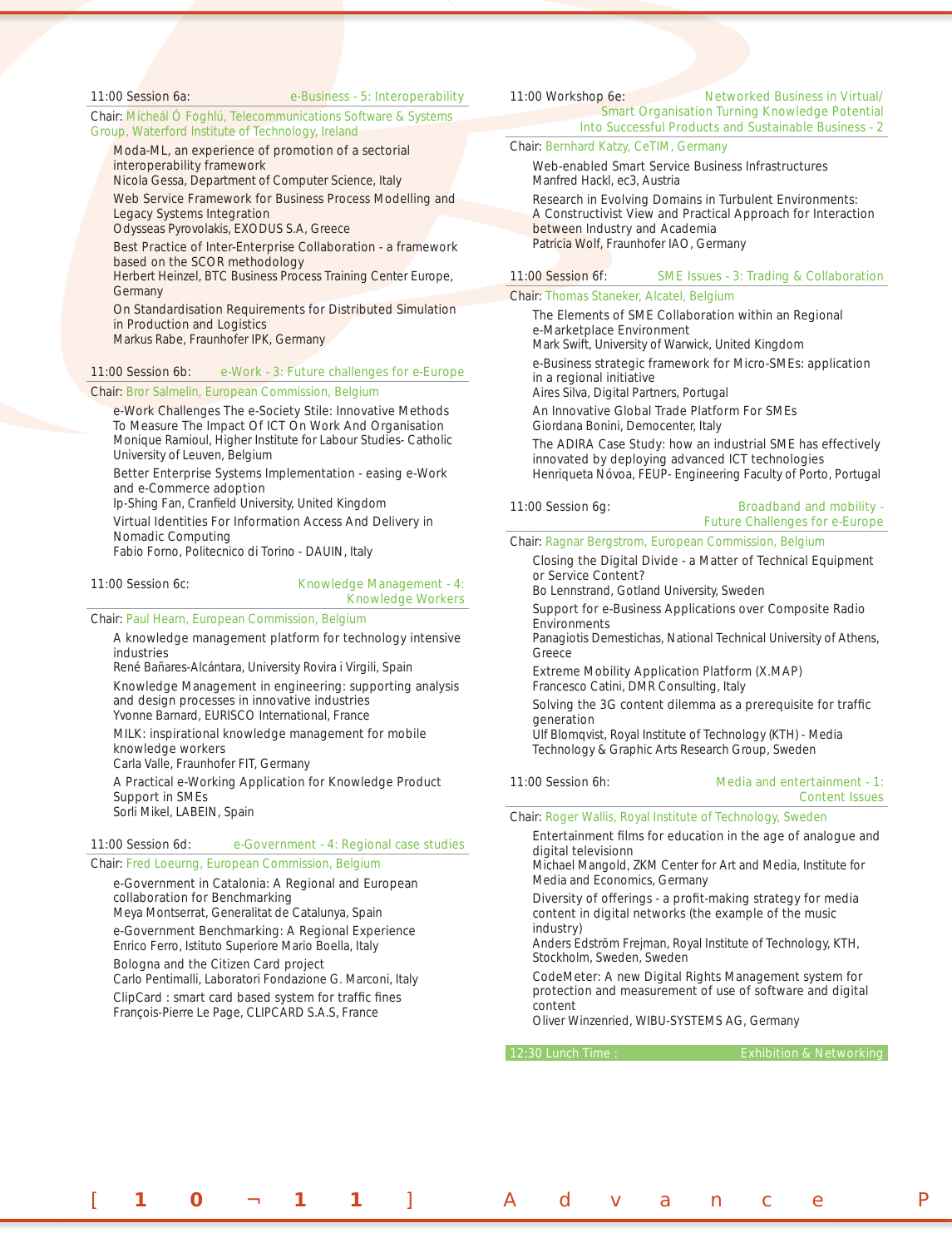### 11:00 Session 6a: e-Business - 5: Interoperability

Chair: Mícheál Ó Foghlú, Telecommunications Software & Systems Group, Waterford Institute of Technology, Ireland

- Moda-ML, an experience of promotion of a sectorial interoperability framework
  Nicola Gessa, Department of Computer Science, Italy
- Web Service Framework for Business Process Modelling and Legacy Systems Integration
  Odysseas Pyrovolakis, EXODUS S.A, Greece
- Best Practice of Inter-Enterprise Collaboration - a framework based on the SCOR methodology
  Herbert Heinzel, BTC Business Process Training Center Europe, Germany
- On Standardisation Requirements for Distributed Simulation in Production and Logistics
  Markus Rabe, Fraunhofer IPK, Germany

### 11:00 Session 6b: e-Work - 3: Future challenges for e-Europe

Chair: Bror Salmelin, European Commission, Belgium

- e-Work Challenges The e-Society Stile: Innovative Methods To Measure The Impact Of ICT On Work And Organisation
  Monique Ramioul, Higher Institute for Labour Studies- Catholic University of Leuven, Belgium
- Better Enterprise Systems Implementation - easing e-Work and e-Commerce adoption
  Ip-Shing Fan, Cranfield University, United Kingdom
- Virtual Identities For Information Access And Delivery in Nomadic Computing
  Fabio Forno, Politecnico di Torino - DAUIN, Italy

### 11:00 Session 6c: Knowledge Management - 4: Knowledge Workers

Chair: Paul Hearn, European Commission, Belgium

- A knowledge management platform for technology intensive industries
  René Bañares-Alcántara, University Rovira i Virgili, Spain
- Knowledge Management in engineering: supporting analysis and design processes in innovative industries
  Yvonne Barnard, EURISCO International, France
- MILK: inspirational knowledge management for mobile knowledge workers
  Carla Valle, Fraunhofer FIT, Germany
- A Practical e-Working Application for Knowledge Product Support in SMEs
  Sorli Mikel, LABEIN, Spain

### 11:00 Session 6d: e-Government - 4: Regional case studies

Chair: Fred Loeurng, European Commission, Belgium

- e-Government in Catalonia: A Regional and European collaboration for Benchmarking
  Meya Montserrat, Generalitat de Catalunya, Spain
- e-Government Benchmarking: A Regional Experience
  Enrico Ferro, Istituto Superiore Mario Boella, Italy
- Bologna and the Citizen Card project
  Carlo Pentimalli, Laboratori Fondazione G. Marconi, Italy
- ClipCard : smart card based system for traffic fines
  François-Pierre Le Page, CLIPCARD S.A.S, France

### 11:00 Workshop 6e: Networked Business in Virtual/ Smart Organisation Turning Knowledge Potential Into Successful Products and Sustainable Business - 2

Chair: Bernhard Katzy, CeTIM, Germany

- Web-enabled Smart Service Business Infrastructures
  Manfred Hackl, ec3, Austria
- Research in Evolving Domains in Turbulent Environments: A Constructivist View and Practical Approach for Interaction between Industry and Academia
  Patricia Wolf, Fraunhofer IAO, Germany

### 11:00 Session 6f: SME Issues - 3: Trading & Collaboration

Chair: Thomas Staneker, Alcatel, Belgium

- The Elements of SME Collaboration within an Regional e-Marketplace Environment
  Mark Swift, University of Warwick, United Kingdom
- e-Business strategic framework for Micro-SMEs: application in a regional initiative
  Aires Silva, Digital Partners, Portugal
- An Innovative Global Trade Platform For SMEs
  Giordana Bonini, Democenter, Italy
- The ADIRA Case Study: how an industrial SME has effectively innovated by deploying advanced ICT technologies
  Henriqueta Nóvoa, FEUP- Engineering Faculty of Porto, Portugal

### 11:00 Session 6g: Broadband and mobility - Future Challenges for e-Europe

Chair: Ragnar Bergstrom, European Commission, Belgium

- Closing the Digital Divide - a Matter of Technical Equipment or Service Content?
  Bo Lennstrand, Gotland University, Sweden
- Support for e-Business Applications over Composite Radio Environments
  Panagiotis Demestichas, National Technical University of Athens, Greece
- Extreme Mobility Application Platform (X.MAP)
  Francesco Catini, DMR Consulting, Italy
- Solving the 3G content dilemma as a prerequisite for traffic generation
  Ulf Blomqvist, Royal Institute of Technology (KTH) - Media Technology & Graphic Arts Research Group, Sweden

### 11:00 Session 6h: Media and entertainment - 1: Content Issues

Chair: Roger Wallis, Royal Institute of Technology, Sweden

- Entertainment films for education in the age of analogue and digital televisionn
  Michael Mangold, ZKM Center for Art and Media, Institute for Media and Economics, Germany
- Diversity of offerings - a profit-making strategy for media content in digital networks (the example of the music industry)
  Anders Edström Frejman, Royal Institute of Technology, KTH, Stockholm, Sweden, Sweden
- CodeMeter: A new Digital Rights Management system for protection and measurement of use of software and digital content
  Oliver Winzenried, WIBU-SYSTEMS AG, Germany

### 12:30 Lunch Time : Exhibition & Networking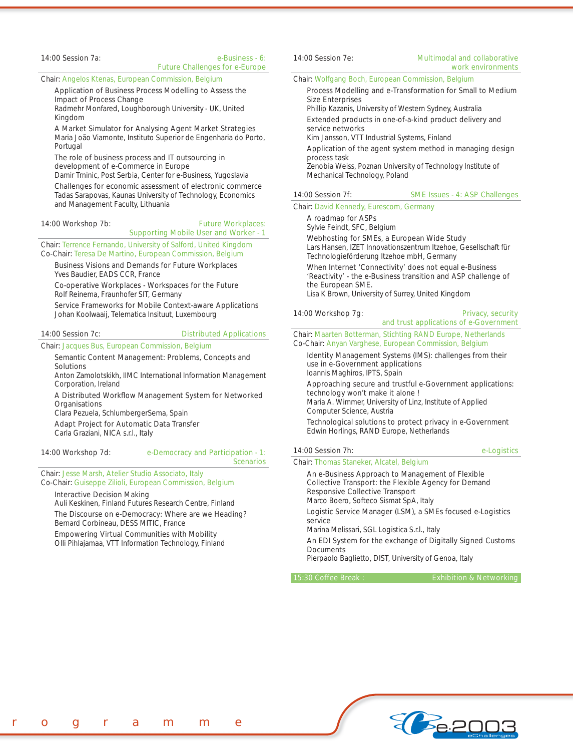### 14:00 Session 7a: e-Business - 6: Future Challenges for e-Europe

Chair: Angelos Ktenas, European Commission, Belgium

Application of Business Process Modelling to Assess the Impact of Process Change
Radmehr Monfared, Loughborough University - UK, United Kingdom

A Market Simulator for Analysing Agent Market Strategies
Maria João Viamonte, Instituto Superior de Engenharia do Porto, Portugal

The role of business process and IT outsourcing in development of e-Commerce in Europe
Damir Trninic, Post Serbia, Center for e-Business, Yugoslavia

Challenges for economic assessment of electronic commerce
Tadas Sarapovas, Kaunas University of Technology, Economics and Management Faculty, Lithuania

### 14:00 Workshop 7b: Future Workplaces: Supporting Mobile User and Worker - 1

Chair: Terrence Fernando, University of Salford, United Kingdom
Co-Chair: Teresa De Martino, European Commission, Belgium

Business Visions and Demands for Future Workplaces
Yves Baudier, EADS CCR, France

Co-operative Workplaces - Workspaces for the Future
Rolf Reinema, Fraunhofer SIT, Germany

Service Frameworks for Mobile Context-aware Applications
Johan Koolwaaij, Telematica Insituut, Luxembourg

### 14:00 Session 7c: Distributed Applications

Chair: Jacques Bus, European Commission, Belgium

Semantic Content Management: Problems, Concepts and Solutions
Anton Zamolotskikh, IIMC International Information Management Corporation, Ireland

A Distributed Workflow Management System for Networked Organisations
Clara Pezuela, SchlumbergerSema, Spain

Adapt Project for Automatic Data Transfer
Carla Graziani, NICA s.r.l., Italy

### 14:00 Workshop 7d: e-Democracy and Participation - 1: Scenarios

Chair: Jesse Marsh, Atelier Studio Associato, Italy
Co-Chair: Guiseppe Zilioli, European Commission, Belgium

Interactive Decision Making
Auli Keskinen, Finland Futures Research Centre, Finland

The Discourse on e-Democracy: Where are we Heading?
Bernard Corbineau, DESS MITIC, France

Empowering Virtual Communities with Mobility
Olli Pihlajamaa, VTT Information Technology, Finland

### 14:00 Session 7e: Multimodal and collaborative work environments

Chair: Wolfgang Boch, European Commission, Belgium

Process Modelling and e-Transformation for Small to Medium Size Enterprises
Phillip Kazanis, University of Western Sydney, Australia

Extended products in one-of-a-kind product delivery and service networks
Kim Jansson, VTT Industrial Systems, Finland

Application of the agent system method in managing design process task
Zenobia Weiss, Poznan University of Technology Institute of Mechanical Technology, Poland

### 14:00 Session 7f: SME Issues - 4: ASP Challenges

Chair: David Kennedy, Eurescom, Germany

A roadmap for ASPs
Sylvie Feindt, SFC, Belgium

Webhosting for SMEs, a European Wide Study
Lars Hansen, IZET Innovationszentrum Itzehoe, Gesellschaft für Technologieförderung Itzehoe mbH, Germany

When Internet 'Connectivity' does not equal e-Business 'Reactivity' - the e-Business transition and ASP challenge of the European SME.
Lisa K Brown, University of Surrey, United Kingdom

### 14:00 Workshop 7g: Privacy, security and trust applications of e-Government

Chair: Maarten Botterman, Stichting RAND Europe, Netherlands
Co-Chair: Anyan Varghese, European Commission, Belgium

Identity Management Systems (IMS): challenges from their use in e-Government applications
Ioannis Maghiros, IPTS, Spain

Approaching secure and trustful e-Government applications: technology won't make it alone !
Maria A. Wimmer, University of Linz, Institute of Applied Computer Science, Austria

Technological solutions to protect privacy in e-Government
Edwin Horlings, RAND Europe, Netherlands

### 14:00 Session 7h: e-Logistics

Chair: Thomas Staneker, Alcatel, Belgium

An e-Business Approach to Management of Flexible Collective Transport: the Flexible Agency for Demand Responsive Collective Transport
Marco Boero, Softeco Sismat SpA, Italy

Logistic Service Manager (LSM), a SMEs focused e-Logistics service
Marina Melissari, SGL Logistica S.r.l., Italy

An EDI System for the exchange of Digitally Signed Customs Documents
Pierpaolo Baglietto, DIST, University of Genoa, Italy

**15:30 Coffee Break : Exhibition & Networking**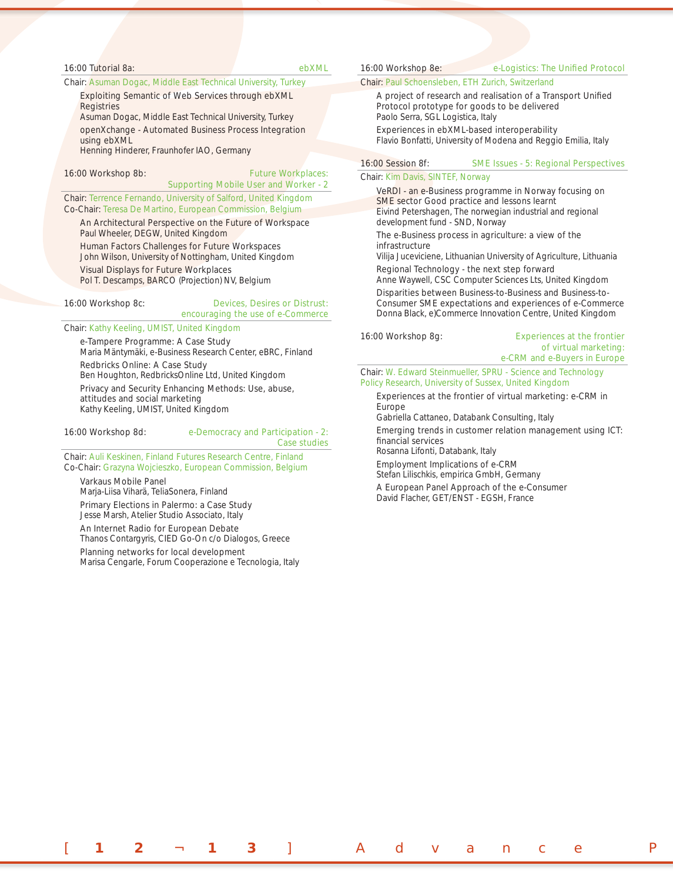### 16:00 Tutorial 8a: ebXML

Chair: Asuman Dogac, Middle East Technical University, Turkey

Exploiting Semantic of Web Services through ebXML Registries
Asuman Dogac, Middle East Technical University, Turkey

openXchange - Automated Business Process Integration using ebXML
Henning Hinderer, Fraunhofer IAO, Germany

### 16:00 Workshop 8b: Future Workplaces: Supporting Mobile User and Worker - 2

Chair: Terrence Fernando, University of Salford, United Kingdom
Co-Chair: Teresa De Martino, European Commission, Belgium

An Architectural Perspective on the Future of Workspace
Paul Wheeler, DEGW, United Kingdom

Human Factors Challenges for Future Workspaces
John Wilson, University of Nottingham, United Kingdom

Visual Displays for Future Workplaces
Pol T. Descamps, BARCO (Projection) NV, Belgium

### 16:00 Workshop 8c: Devices, Desires or Distrust: encouraging the use of e-Commerce

Chair: Kathy Keeling, UMIST, United Kingdom

e-Tampere Programme: A Case Study
Maria Mäntymäki, e-Business Research Center, eBRC, Finland

Redbricks Online: A Case Study
Ben Houghton, RedbricksOnline Ltd, United Kingdom

Privacy and Security Enhancing Methods: Use, abuse, attitudes and social marketing
Kathy Keeling, UMIST, United Kingdom

### 16:00 Workshop 8d: e-Democracy and Participation - 2: Case studies

Chair: Auli Keskinen, Finland Futures Research Centre, Finland
Co-Chair: Grazyna Wojcieszko, European Commission, Belgium

Varkaus Mobile Panel
Marja-Liisa Viharä, TeliaSonera, Finland

Primary Elections in Palermo: a Case Study
Jesse Marsh, Atelier Studio Associato, Italy

An Internet Radio for European Debate
Thanos Contargyris, CIED Go-On c/o Dialogos, Greece

Planning networks for local development
Marisa Cengarle, Forum Cooperazione e Tecnologia, Italy

### 16:00 Workshop 8e: e-Logistics: The Unified Protocol

Chair: Paul Schoensleben, ETH Zurich, Switzerland

A project of research and realisation of a Transport Unified Protocol prototype for goods to be delivered
Paolo Serra, SGL Logistica, Italy

Experiences in ebXML-based interoperability
Flavio Bonfatti, University of Modena and Reggio Emilia, Italy

### 16:00 Session 8f: SME Issues - 5: Regional Perspectives

Chair: Kim Davis, SINTEF, Norway

VeRDI - an e-Business programme in Norway focusing on SME sector Good practice and lessons learnt
Eivind Petershagen, The norwegian industrial and regional development fund - SND, Norway

The e-Business process in agriculture: a view of the infrastructure
Vilija Juceviciene, Lithuanian University of Agriculture, Lithuania

Regional Technology - the next step forward
Anne Waywell, CSC Computer Sciences Lts, United Kingdom

Disparities between Business-to-Business and Business-to-Consumer SME expectations and experiences of e-Commerce
Donna Black, e)Commerce Innovation Centre, United Kingdom

### 16:00 Workshop 8g: Experiences at the frontier of virtual marketing: e-CRM and e-Buyers in Europe

Chair: W. Edward Steinmueller, SPRU - Science and Technology Policy Research, University of Sussex, United Kingdom

Experiences at the frontier of virtual marketing: e-CRM in Europe
Gabriella Cattaneo, Databank Consulting, Italy

Emerging trends in customer relation management using ICT: financial services
Rosanna Lifonti, Databank, Italy

Employment Implications of e-CRM
Stefan Lilischkis, empirica GmbH, Germany

A European Panel Approach of the e-Consumer
David Flacher, GET/ENST - EGSH, France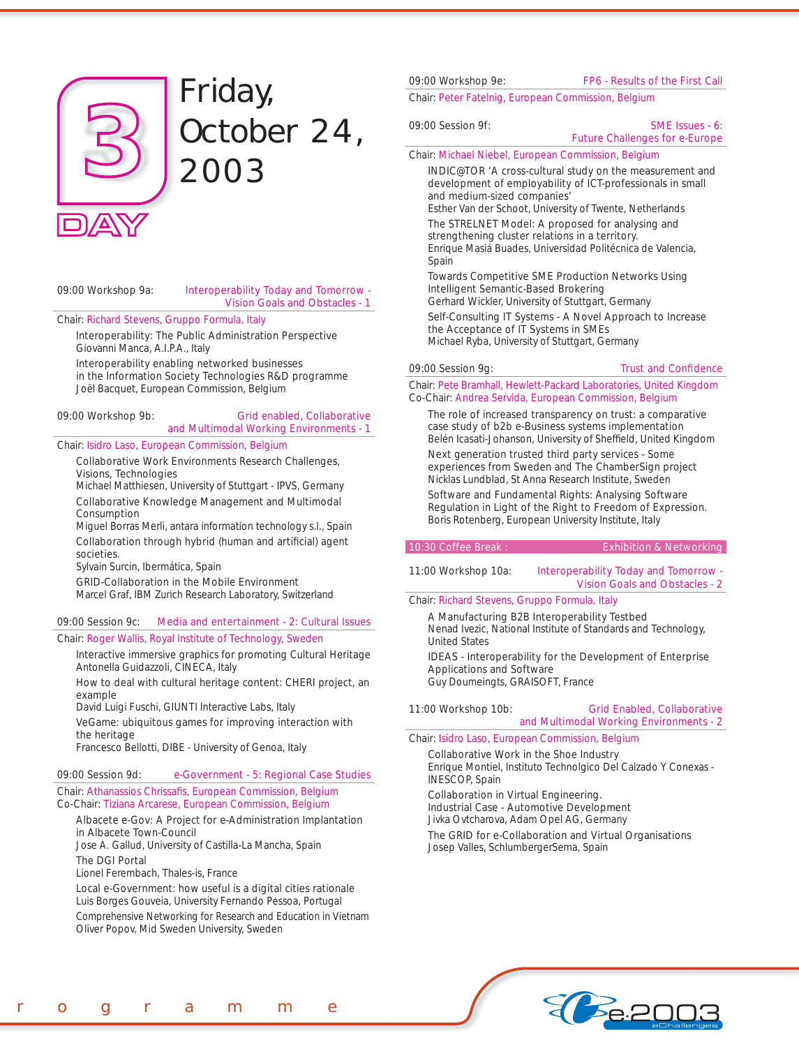# Day 3 — Friday, October 24, 2003

**09:00 Workshop 9a:** Interoperability Today and Tomorrow - Vision Goals and Obstacles - 1

Chair: Richard Stevens, Gruppo Formula, Italy

- Interoperability: The Public Administration Perspective
  Giovanni Manca, A.I.P.A., Italy
- Interoperability enabling networked businesses in the Information Society Technologies R&D programme
  Joël Bacquet, European Commission, Belgium

**09:00 Workshop 9b:** Grid enabled, Collaborative and Multimodal Working Environments - 1

Chair: Isidro Laso, European Commission, Belgium

- Collaborative Work Environments Research Challenges, Visions, Technologies
  Michael Matthiesen, University of Stuttgart - IPVS, Germany
- Collaborative Knowledge Management and Multimodal Consumption
  Miguel Borras Merli, antara information technology s.l., Spain
- Collaboration through hybrid (human and artificial) agent societies.
  Sylvain Surcin, Ibermática, Spain
- GRID-Collaboration in the Mobile Environment
  Marcel Graf, IBM Zurich Research Laboratory, Switzerland

**09:00 Session 9c:** Media and entertainment - 2: Cultural Issues

Chair: Roger Wallis, Royal Institute of Technology, Sweden

- Interactive immersive graphics for promoting Cultural Heritage
  Antonella Guidazzoli, CINECA, Italy
- How to deal with cultural heritage content: CHERI project, an example
  David Luigi Fuschi, GIUNTI Interactive Labs, Italy
- VeGame: ubiquitous games for improving interaction with the heritage
  Francesco Bellotti, DIBE - University of Genoa, Italy

**09:00 Session 9d:** e-Government - 5: Regional Case Studies

Chair: Athanassios Chrissafis, European Commission, Belgium
Co-Chair: Tiziana Arcarese, European Commission, Belgium

- Albacete e-Gov: A Project for e-Administration Implantation in Albacete Town-Council
  Jose A. Gallud, University of Castilla-La Mancha, Spain
- The DGI Portal
  Lionel Ferembach, Thales-is, France
- Local e-Government: how useful is a digital cities rationale
  Luis Borges Gouveia, University Fernando Pessoa, Portugal
- Comprehensive Networking for Research and Education in Vietnam
  Oliver Popov, Mid Sweden University, Sweden

**09:00 Workshop 9e:** FP6 - Results of the First Call

Chair: Peter Fatelnig, European Commission, Belgium

**09:00 Session 9f:** SME Issues - 6: Future Challenges for e-Europe

Chair: Michael Niebel, European Commission, Belgium

- INDIC@TOR 'A cross-cultural study on the measurement and development of employability of ICT-professionals in small and medium-sized companies'
  Esther Van der Schoot, University of Twente, Netherlands
- The STRELNET Model: A proposed for analysing and strengthening cluster relations in a territory.
  Enrique Masiá Buades, Universidad Politécnica de Valencia, Spain
- Towards Competitive SME Production Networks Using Intelligent Semantic-Based Brokering
  Gerhard Wickler, University of Stuttgart, Germany
- Self-Consulting IT Systems - A Novel Approach to Increase the Acceptance of IT Systems in SMEs
  Michael Ryba, University of Stuttgart, Germany

**09:00 Session 9g:** Trust and Confidence

Chair: Pete Bramhall, Hewlett-Packard Laboratories, United Kingdom
Co-Chair: Andrea Servida, European Commission, Belgium

- The role of increased transparency on trust: a comparative case study of b2b e-Business systems implementation
  Belén Icasati-Johanson, University of Sheffield, United Kingdom
- Next generation trusted third party services - Some experiences from Sweden and The ChamberSign project
  Nicklas Lundblad, St Anna Research Institute, Sweden
- Software and Fundamental Rights: Analysing Software Regulation in Light of the Right to Freedom of Expression.
  Boris Rotenberg, European University Institute, Italy

**10:30 Coffee Break :** Exhibition & Networking

**11:00 Workshop 10a:** Interoperability Today and Tomorrow - Vision Goals and Obstacles - 2

Chair: Richard Stevens, Gruppo Formula, Italy

- A Manufacturing B2B Interoperability Testbed
  Nenad Ivezic, National Institute of Standards and Technology, United States
- IDEAS - Interoperability for the Development of Enterprise Applications and Software
  Guy Doumeingts, GRAISOFT, France

**11:00 Workshop 10b:** Grid Enabled, Collaborative and Multimodal Working Environments - 2

Chair: Isidro Laso, European Commission, Belgium

- Collaborative Work in the Shoe Industry
  Enrique Montiel, Instituto Technolgico Del Calzado Y Conexas - INESCOP, Spain
- Collaboration in Virtual Engineering. Industrial Case - Automotive Development
  Jivka Ovtcharova, Adam Opel AG, Germany
- The GRID for e-Collaboration and Virtual Organisations
  Josep Valles, SchlumbergerSema, Spain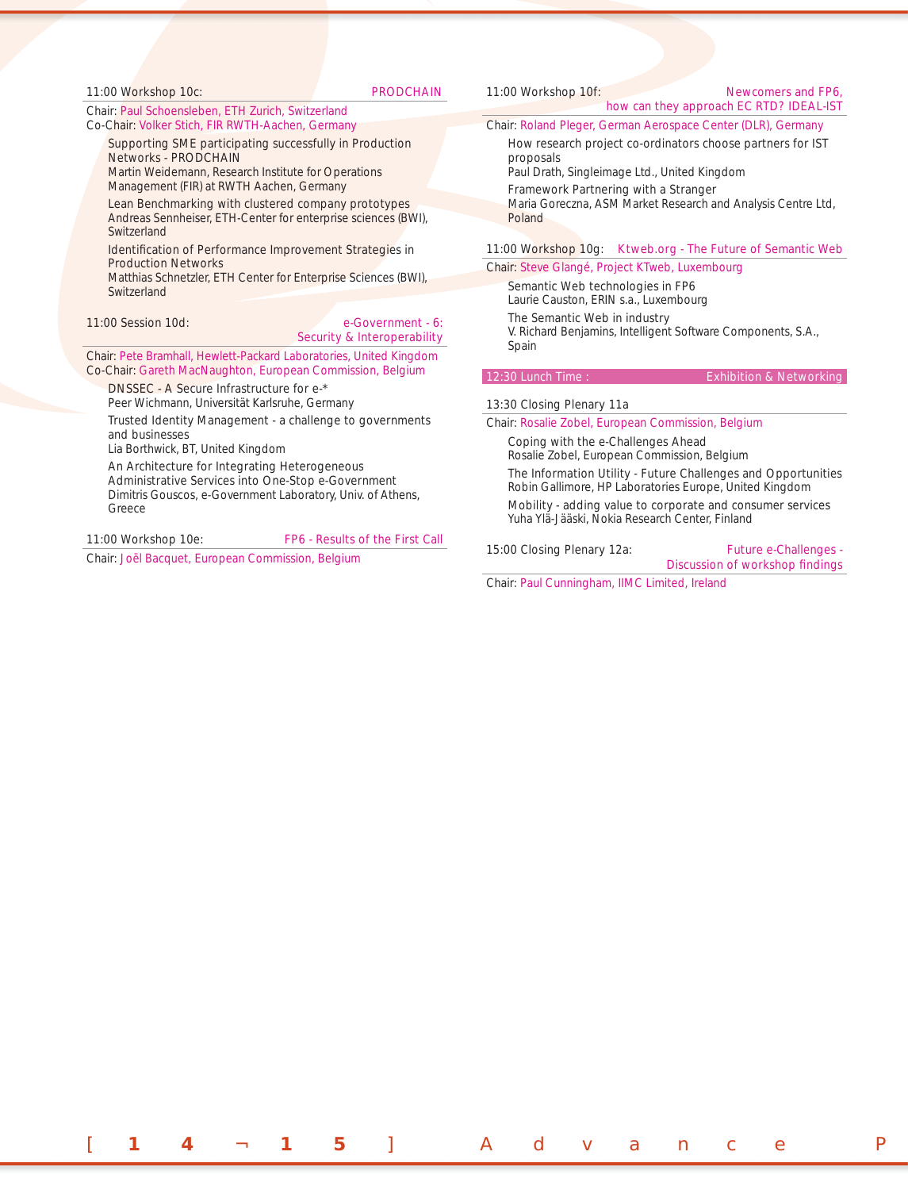### 11:00 Workshop 10c: PRODCHAIN

Chair: Paul Schoensleben, ETH Zurich, Switzerland
Co-Chair: Volker Stich, FIR RWTH-Aachen, Germany

Supporting SME participating successfully in Production Networks - PRODCHAIN
Martin Weidemann, Research Institute for Operations Management (FIR) at RWTH Aachen, Germany

Lean Benchmarking with clustered company prototypes
Andreas Sennheiser, ETH-Center for enterprise sciences (BWI), Switzerland

Identification of Performance Improvement Strategies in Production Networks
Matthias Schnetzler, ETH Center for Enterprise Sciences (BWI), Switzerland

### 11:00 Session 10d: e-Government - 6: Security & Interoperability

Chair: Pete Bramhall, Hewlett-Packard Laboratories, United Kingdom
Co-Chair: Gareth MacNaughton, European Commission, Belgium

DNSSEC - A Secure Infrastructure for e-*
Peer Wichmann, Universität Karlsruhe, Germany

Trusted Identity Management - a challenge to governments and businesses
Lia Borthwick, BT, United Kingdom

An Architecture for Integrating Heterogeneous Administrative Services into One-Stop e-Government
Dimitris Gouscos, e-Government Laboratory, Univ. of Athens, Greece

### 11:00 Workshop 10e: FP6 - Results of the First Call

Chair: Joël Bacquet, European Commission, Belgium

### 11:00 Workshop 10f: Newcomers and FP6, how can they approach EC RTD? IDEAL-IST

Chair: Roland Pleger, German Aerospace Center (DLR), Germany

How research project co-ordinators choose partners for IST proposals
Paul Drath, Singleimage Ltd., United Kingdom

Framework Partnering with a Stranger
Maria Goreczna, ASM Market Research and Analysis Centre Ltd, Poland

### 11:00 Workshop 10g: Ktweb.org - The Future of Semantic Web

Chair: Steve Glangé, Project KTweb, Luxembourg

Semantic Web technologies in FP6
Laurie Causton, ERIN s.a., Luxembourg

The Semantic Web in industry
V. Richard Benjamins, Intelligent Software Components, S.A., Spain

### 12:30 Lunch Time : Exhibition & Networking

### 13:30 Closing Plenary 11a

Chair: Rosalie Zobel, European Commission, Belgium

Coping with the e-Challenges Ahead
Rosalie Zobel, European Commission, Belgium

The Information Utility - Future Challenges and Opportunities
Robin Gallimore, HP Laboratories Europe, United Kingdom

Mobility - adding value to corporate and consumer services
Yuha Ylä-Jääski, Nokia Research Center, Finland

### 15:00 Closing Plenary 12a: Future e-Challenges - Discussion of workshop findings

Chair: Paul Cunningham, IIMC Limited, Ireland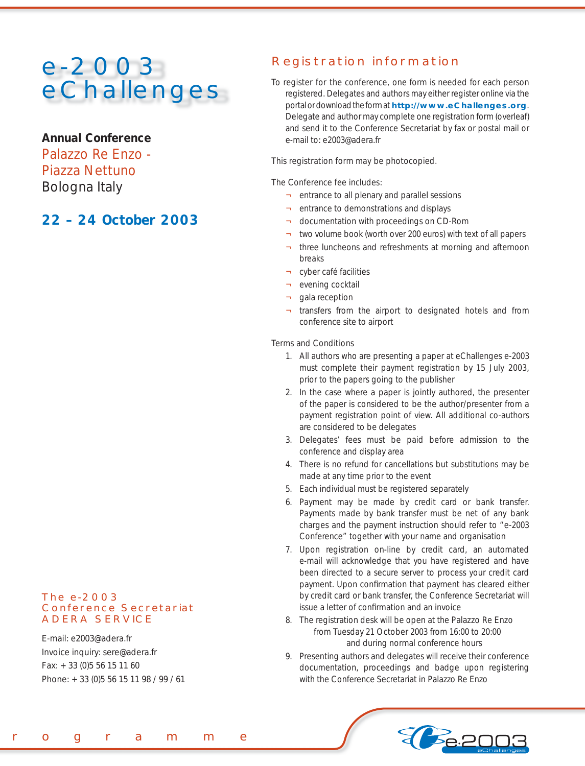# e-2003 eChallenges

**Annual Conference**
Palazzo Re Enzo - Piazza Nettuno
Bologna Italy

**22 – 24 October 2003**

## Registration information

To register for the conference, one form is needed for each person registered. Delegates and authors may either register online via the portal or download the form at **http://www.eChallenges.org**. Delegate and author may complete one registration form (overleaf) and send it to the Conference Secretariat by fax or postal mail or e-mail to: e2003@adera.fr

This registration form may be photocopied.

The Conference fee includes:

- entrance to all plenary and parallel sessions
- entrance to demonstrations and displays
- documentation with proceedings on CD-Rom
- two volume book (worth over 200 euros) with text of all papers
- three luncheons and refreshments at morning and afternoon breaks
- cyber café facilities
- evening cocktail
- gala reception
- transfers from the airport to designated hotels and from conference site to airport

Terms and Conditions

1. All authors who are presenting a paper at eChallenges e-2003 must complete their payment registration by 15 July 2003, prior to the papers going to the publisher
2. In the case where a paper is jointly authored, the presenter of the paper is considered to be the author/presenter from a payment registration point of view. All additional co-authors are considered to be delegates
3. Delegates' fees must be paid before admission to the conference and display area
4. There is no refund for cancellations but substitutions may be made at any time prior to the event
5. Each individual must be registered separately
6. Payment may be made by credit card or bank transfer. Payments made by bank transfer must be net of any bank charges and the payment instruction should refer to "e-2003 Conference" together with your name and organisation
7. Upon registration on-line by credit card, an automated e-mail will acknowledge that you have registered and have been directed to a secure server to process your credit card payment. Upon confirmation that payment has cleared either by credit card or bank transfer, the Conference Secretariat will issue a letter of confirmation and an invoice
8. The registration desk will be open at the Palazzo Re Enzo from Tuesday 21 October 2003 from 16:00 to 20:00 and during normal conference hours
9. Presenting authors and delegates will receive their conference documentation, proceedings and badge upon registering with the Conference Secretariat in Palazzo Re Enzo

### The e-2003 Conference Secretariat ADERA SERVICE

E-mail: e2003@adera.fr
Invoice inquiry: sere@adera.fr
Fax: + 33 (0)5 56 15 11 60
Phone: + 33 (0)5 56 15 11 98 / 99 / 61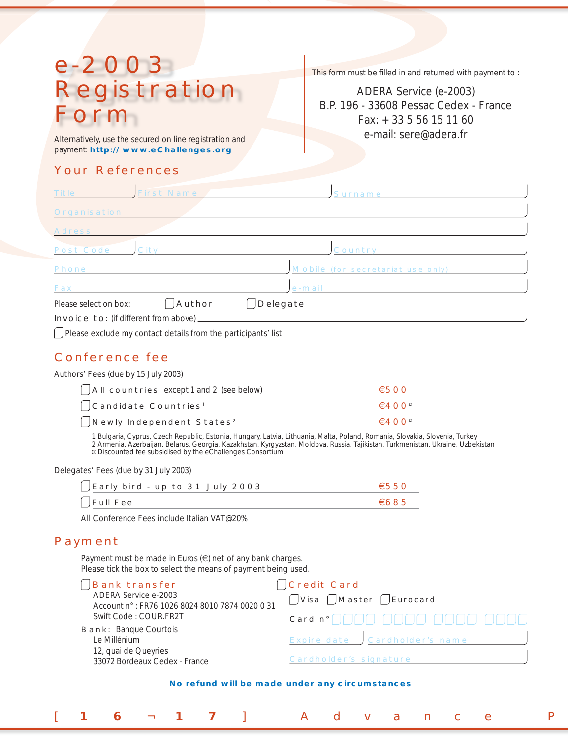# e-2003 Registration Form

Alternatively, use the secured on line registration and payment: **http:// www.eChallenges.org**

This form must be filled in and returned with payment to :

ADERA Service (e-2003)
B.P. 196 - 33608 Pessac Cedex - France
Fax: + 33 5 56 15 11 60
e-mail: sere@adera.fr

## Your References

Title ____ First Name ____ Surname ____

Organisation ____

Adress ____

Post Code ____ City ____ Country ____

Phone ____ Mobile (for secretariat use only) ____

Fax ____ e-mail ____

Please select on box: ☐ Author ☐ Delegate

Invoice to: (if different from above) ____

☐ Please exclude my contact details from the participants' list

## Conference fee

Authors' Fees (due by 15 July 2003)

| | |
|---|---|
| ☐ All countries except 1 and 2 (see below) | €500 |
| ☐ Candidate Countries[1] | €400¤ |
| ☐ Newly Independent States[2] | €400¤ |

1 Bulgaria, Cyprus, Czech Republic, Estonia, Hungary, Latvia, Lithuania, Malta, Poland, Romania, Slovakia, Slovenia, Turkey
2 Armenia, Azerbaijan, Belarus, Georgia, Kazakhstan, Kyrgyzstan, Moldova, Russia, Tajikistan, Turkmenistan, Ukraine, Uzbekistan
¤ Discounted fee subsidised by the eChallenges Consortium

Delegates' Fees (due by 31 July 2003)

| | |
|---|---|
| ☐ Early bird - up to 31 July 2003 | €550 |
| ☐ Full Fee | €685 |

All Conference Fees include Italian VAT@20%

## Payment

Payment must be made in Euros (€) net of any bank charges.
Please tick the box to select the means of payment being used.

☐ **Bank transfer**
ADERA Service e-2003
Account n° : FR76 1026 8024 8010 7874 0020 0 31
Swift Code : COUR.FR2T

Bank: Banque Courtois
Le Millénium
12, quai de Queyries
33072 Bordeaux Cedex - France

☐ **Credit Card**
☐ Visa ☐ Master ☐ Eurocard

Card n° ☐☐☐☐ ☐☐☐☐ ☐☐☐☐ ☐☐☐☐

Expire date ____ Cardholder's name ____

Cardholder's signature ____

**No refund will be made under any circumstances**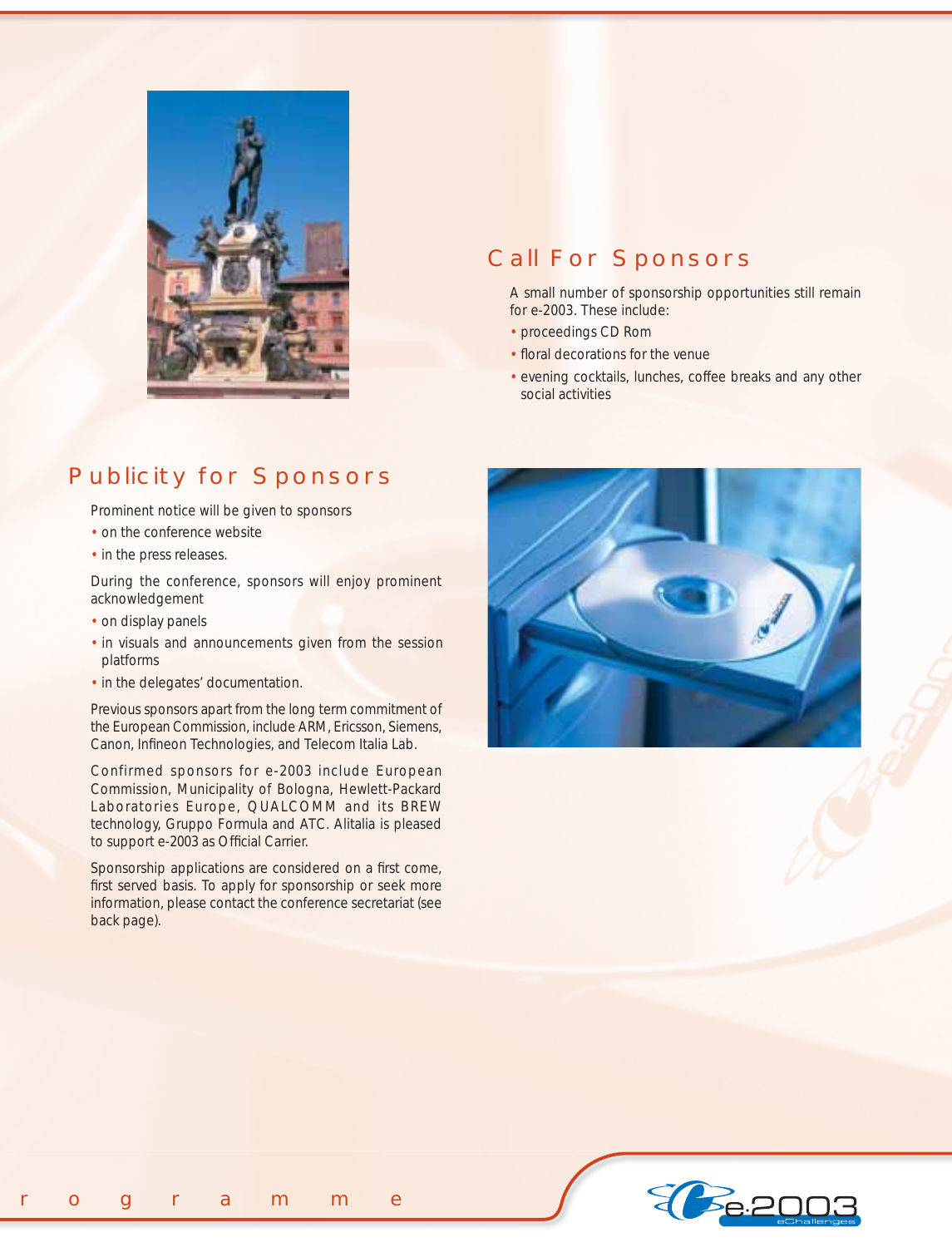## Call For Sponsors

A small number of sponsorship opportunities still remain for e-2003. These include:

- proceedings CD Rom
- floral decorations for the venue
- evening cocktails, lunches, coffee breaks and any other social activities

## Publicity for Sponsors

Prominent notice will be given to sponsors

- on the conference website
- in the press releases.

During the conference, sponsors will enjoy prominent acknowledgement

- on display panels
- in visuals and announcements given from the session platforms
- in the delegates' documentation.

Previous sponsors apart from the long term commitment of the European Commission, include ARM, Ericsson, Siemens, Canon, Infineon Technologies, and Telecom Italia Lab.

Confirmed sponsors for e-2003 include European Commission, Municipality of Bologna, Hewlett-Packard Laboratories Europe, QUALCOMM and its BREW technology, Gruppo Formula and ATC. Alitalia is pleased to support e-2003 as Official Carrier.

Sponsorship applications are considered on a first come, first served basis. To apply for sponsorship or seek more information, please contact the conference secretariat (see back page).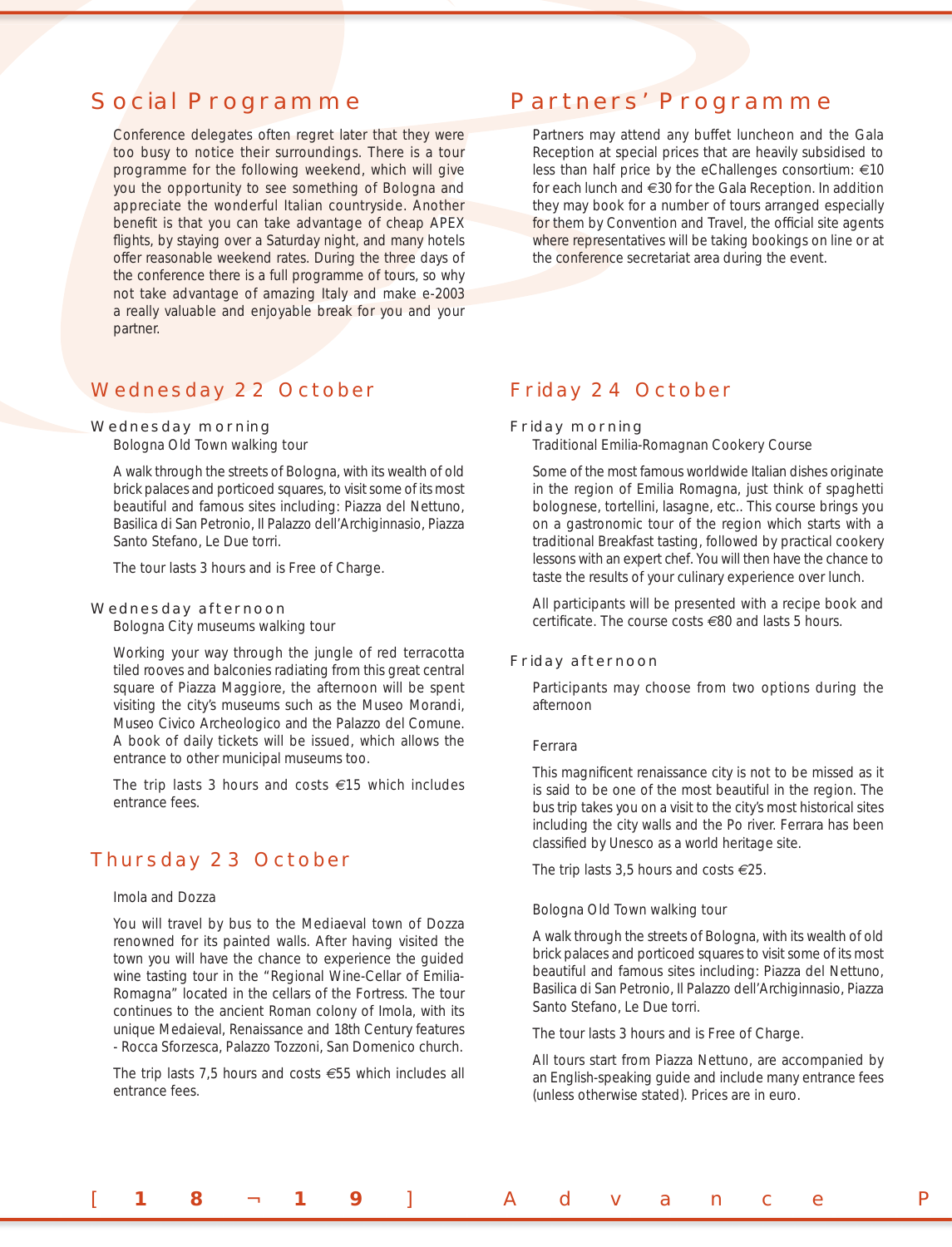## Social Programme

Conference delegates often regret later that they were too busy to notice their surroundings. There is a tour programme for the following weekend, which will give you the opportunity to see something of Bologna and appreciate the wonderful Italian countryside. Another benefit is that you can take advantage of cheap APEX flights, by staying over a Saturday night, and many hotels offer reasonable weekend rates. During the three days of the conference there is a full programme of tours, so why not take advantage of amazing Italy and make e-2003 a really valuable and enjoyable break for you and your partner.

## Partners' Programme

Partners may attend any buffet luncheon and the Gala Reception at special prices that are heavily subsidised to less than half price by the eChallenges consortium: €10 for each lunch and €30 for the Gala Reception. In addition they may book for a number of tours arranged especially for them by Convention and Travel, the official site agents where representatives will be taking bookings on line or at the conference secretariat area during the event.

## Wednesday 22 October

### Wednesday morning

Bologna Old Town walking tour

A walk through the streets of Bologna, with its wealth of old brick palaces and porticoed squares, to visit some of its most beautiful and famous sites including: Piazza del Nettuno, Basilica di San Petronio, Il Palazzo dell'Archiginnasio, Piazza Santo Stefano, Le Due torri.

The tour lasts 3 hours and is Free of Charge.

### Wednesday afternoon

Bologna City museums walking tour

Working your way through the jungle of red terracotta tiled rooves and balconies radiating from this great central square of Piazza Maggiore, the afternoon will be spent visiting the city's museums such as the Museo Morandi, Museo Civico Archeologico and the Palazzo del Comune. A book of daily tickets will be issued, which allows the entrance to other municipal museums too.

The trip lasts 3 hours and costs €15 which includes entrance fees.

## Thursday 23 October

Imola and Dozza

You will travel by bus to the Mediaeval town of Dozza renowned for its painted walls. After having visited the town you will have the chance to experience the guided wine tasting tour in the "Regional Wine-Cellar of Emilia-Romagna" located in the cellars of the Fortress. The tour continues to the ancient Roman colony of Imola, with its unique Medaieval, Renaissance and 18th Century features - Rocca Sforzesca, Palazzo Tozzoni, San Domenico church.

The trip lasts 7,5 hours and costs €55 which includes all entrance fees.

## Friday 24 October

### Friday morning

Traditional Emilia-Romagnan Cookery Course

Some of the most famous worldwide Italian dishes originate in the region of Emilia Romagna, just think of spaghetti bolognese, tortellini, lasagne, etc.. This course brings you on a gastronomic tour of the region which starts with a traditional Breakfast tasting, followed by practical cookery lessons with an expert chef. You will then have the chance to taste the results of your culinary experience over lunch.

All participants will be presented with a recipe book and certificate. The course costs €80 and lasts 5 hours.

### Friday afternoon

Participants may choose from two options during the afternoon

Ferrara

This magnificent renaissance city is not to be missed as it is said to be one of the most beautiful in the region. The bus trip takes you on a visit to the city's most historical sites including the city walls and the Po river. Ferrara has been classified by Unesco as a world heritage site.

The trip lasts 3,5 hours and costs €25.

Bologna Old Town walking tour

A walk through the streets of Bologna, with its wealth of old brick palaces and porticoed squares to visit some of its most beautiful and famous sites including: Piazza del Nettuno, Basilica di San Petronio, Il Palazzo dell'Archiginnasio, Piazza Santo Stefano, Le Due torri.

The tour lasts 3 hours and is Free of Charge.

All tours start from Piazza Nettuno, are accompanied by an English-speaking guide and include many entrance fees (unless otherwise stated). Prices are in euro.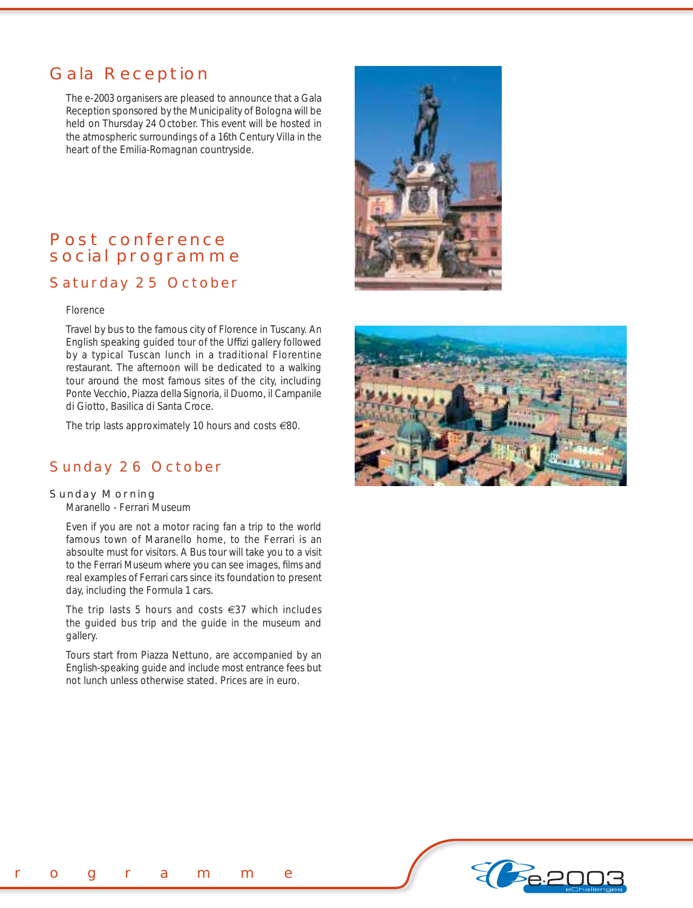## Gala Reception

The e-2003 organisers are pleased to announce that a Gala Reception sponsored by the Municipality of Bologna will be held on Thursday 24 October. This event will be hosted in the atmospheric surroundings of a 16th Century Villa in the heart of the Emilia-Romagnan countryside.

## Post conference social programme

### Saturday 25 October

Florence

Travel by bus to the famous city of Florence in Tuscany. An English speaking guided tour of the Uffizi gallery followed by a typical Tuscan lunch in a traditional Florentine restaurant. The afternoon will be dedicated to a walking tour around the most famous sites of the city, including Ponte Vecchio, Piazza della Signoria, il Duomo, il Campanile di Giotto, Basilica di Santa Croce.

The trip lasts approximately 10 hours and costs €80.

### Sunday 26 October

**Sunday Morning**

Maranello - Ferrari Museum

Even if you are not a motor racing fan a trip to the world famous town of Maranello home, to the Ferrari is an absoulte must for visitors. A Bus tour will take you to a visit to the Ferrari Museum where you can see images, films and real examples of Ferrari cars since its foundation to present day, including the Formula 1 cars.

The trip lasts 5 hours and costs €37 which includes the guided bus trip and the guide in the museum and gallery.

Tours start from Piazza Nettuno, are accompanied by an English-speaking guide and include most entrance fees but not lunch unless otherwise stated. Prices are in euro.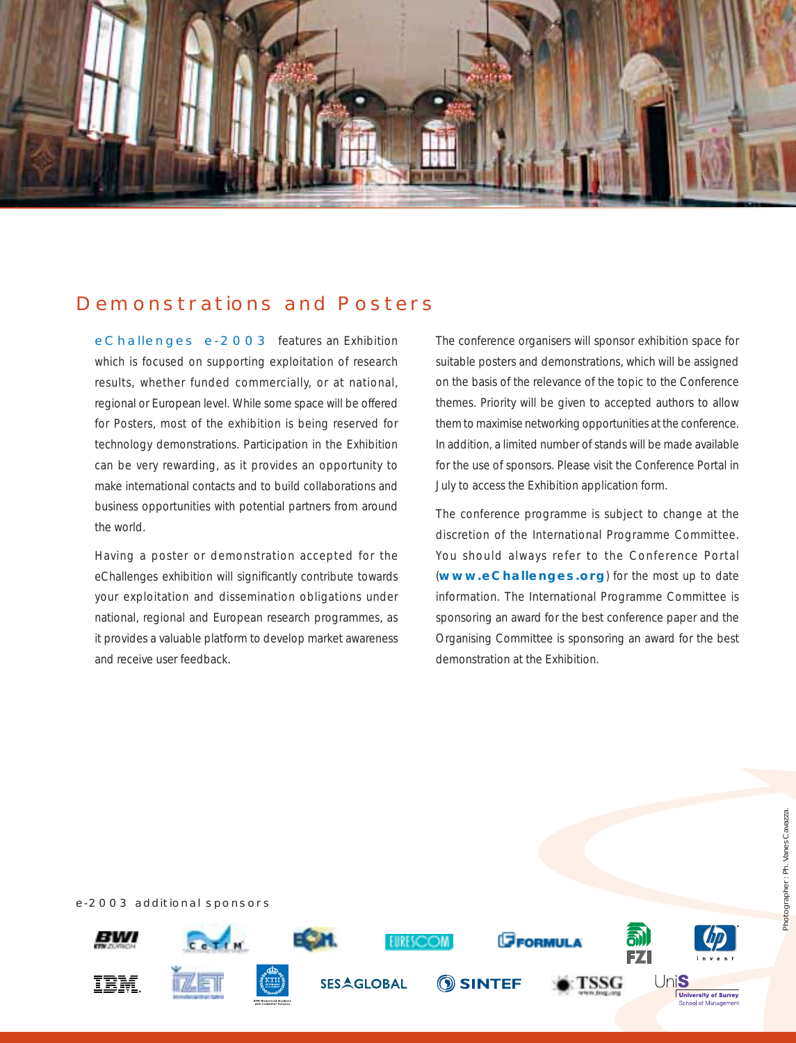## Demonstrations and Posters

eChallenges e-2003 features an Exhibition which is focused on supporting exploitation of research results, whether funded commercially, or at national, regional or European level. While some space will be offered for Posters, most of the exhibition is being reserved for technology demonstrations. Participation in the Exhibition can be very rewarding, as it provides an opportunity to make international contacts and to build collaborations and business opportunities with potential partners from around the world.

Having a poster or demonstration accepted for the eChallenges exhibition will significantly contribute towards your exploitation and dissemination obligations under national, regional and European research programmes, as it provides a valuable platform to develop market awareness and receive user feedback.

The conference organisers will sponsor exhibition space for suitable posters and demonstrations, which will be assigned on the basis of the relevance of the topic to the Conference themes. Priority will be given to accepted authors to allow them to maximise networking opportunities at the conference. In addition, a limited number of stands will be made available for the use of sponsors. Please visit the Conference Portal in July to access the Exhibition application form.

The conference programme is subject to change at the discretion of the International Programme Committee. You should always refer to the Conference Portal (**www.eChallenges.org**) for the most up to date information. The International Programme Committee is sponsoring an award for the best conference paper and the Organising Committee is sponsoring an award for the best demonstration at the Exhibition.

e-2003 additional sponsors

BWI ETH Zürich, CeTIM, ECM, EURESCOM, FORMULA, FZI, hp invent, IBM, IZET, KTH, SES GLOBAL, SINTEF, TSSG, UniS University of Surrey School of Management

Photographer : Ph. Vanes Cavazza.